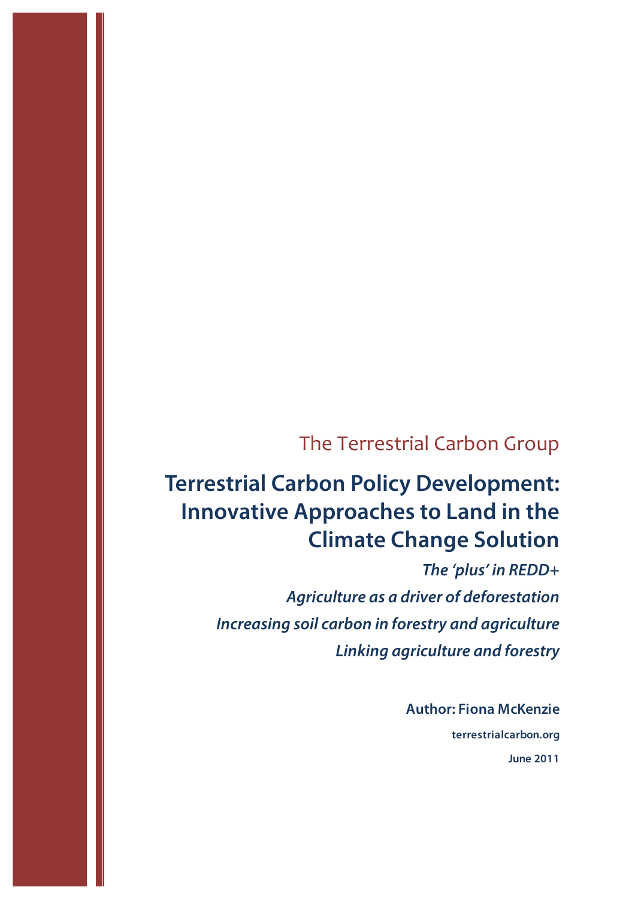The Terrestrial Carbon Group

# Terrestrial Carbon Policy Development: Innovative Approaches to Land in the Climate Change Solution

***The 'plus' in REDD+***

***Agriculture as a driver of deforestation***

***Increasing soil carbon in forestry and agriculture***

***Linking agriculture and forestry***

**Author: Fiona McKenzie**

**terrestrialcarbon.org**

**June 2011**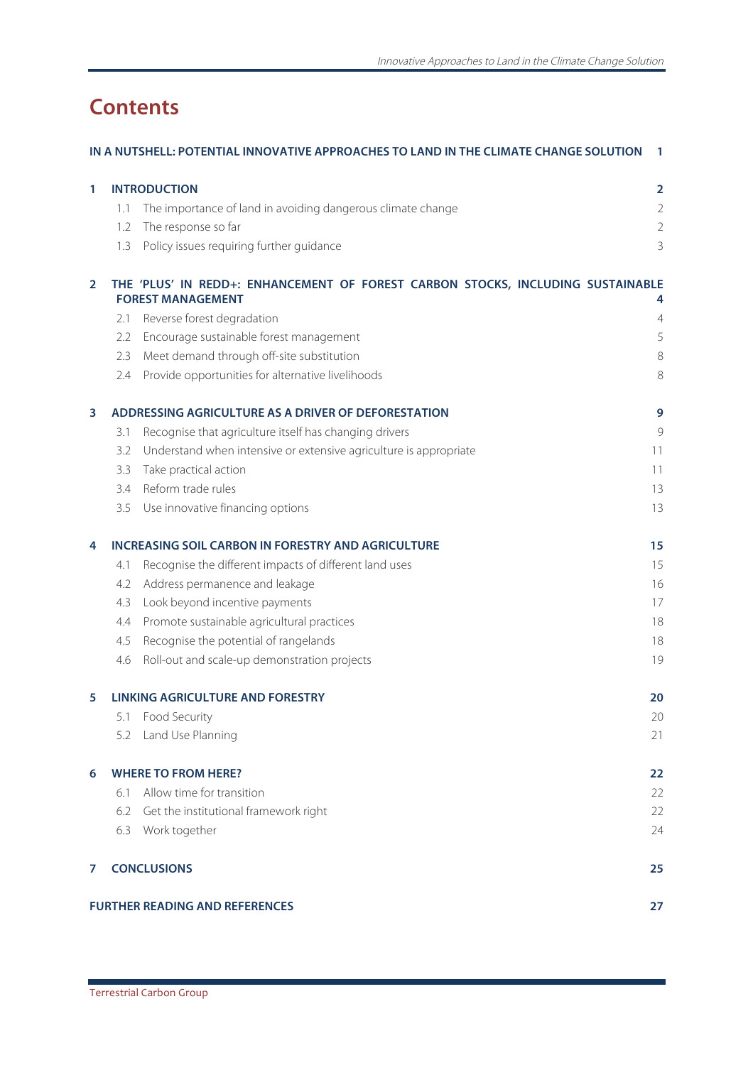# Contents

**IN A NUTSHELL: POTENTIAL INNOVATIVE APPROACHES TO LAND IN THE CLIMATE CHANGE SOLUTION** **1**

**1 INTRODUCTION** **2**

- 1.1 The importance of land in avoiding dangerous climate change 2
- 1.2 The response so far 2
- 1.3 Policy issues requiring further guidance 3

**2 THE 'PLUS' IN REDD+: ENHANCEMENT OF FOREST CARBON STOCKS, INCLUDING SUSTAINABLE FOREST MANAGEMENT** **4**

- 2.1 Reverse forest degradation 4
- 2.2 Encourage sustainable forest management 5
- 2.3 Meet demand through off-site substitution 8
- 2.4 Provide opportunities for alternative livelihoods 8

**3 ADDRESSING AGRICULTURE AS A DRIVER OF DEFORESTATION** **9**

- 3.1 Recognise that agriculture itself has changing drivers 9
- 3.2 Understand when intensive or extensive agriculture is appropriate 11
- 3.3 Take practical action 11
- 3.4 Reform trade rules 13
- 3.5 Use innovative financing options 13

**4 INCREASING SOIL CARBON IN FORESTRY AND AGRICULTURE** **15**

- 4.1 Recognise the different impacts of different land uses 15
- 4.2 Address permanence and leakage 16
- 4.3 Look beyond incentive payments 17
- 4.4 Promote sustainable agricultural practices 18
- 4.5 Recognise the potential of rangelands 18
- 4.6 Roll-out and scale-up demonstration projects 19

**5 LINKING AGRICULTURE AND FORESTRY** **20**

- 5.1 Food Security 20
- 5.2 Land Use Planning 21

**6 WHERE TO FROM HERE?** **22**

- 6.1 Allow time for transition 22
- 6.2 Get the institutional framework right 22
- 6.3 Work together 24

**7 CONCLUSIONS** **25**

**FURTHER READING AND REFERENCES** **27**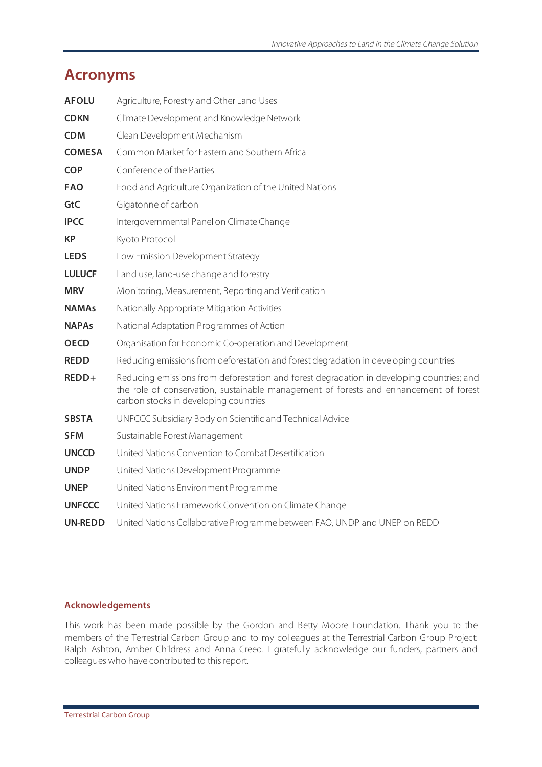# Acronyms

| | |
|---|---|
| **AFOLU** | Agriculture, Forestry and Other Land Uses |
| **CDKN** | Climate Development and Knowledge Network |
| **CDM** | Clean Development Mechanism |
| **COMESA** | Common Market for Eastern and Southern Africa |
| **COP** | Conference of the Parties |
| **FAO** | Food and Agriculture Organization of the United Nations |
| **GtC** | Gigatonne of carbon |
| **IPCC** | Intergovernmental Panel on Climate Change |
| **KP** | Kyoto Protocol |
| **LEDS** | Low Emission Development Strategy |
| **LULUCF** | Land use, land-use change and forestry |
| **MRV** | Monitoring, Measurement, Reporting and Verification |
| **NAMAs** | Nationally Appropriate Mitigation Activities |
| **NAPAs** | National Adaptation Programmes of Action |
| **OECD** | Organisation for Economic Co-operation and Development |
| **REDD** | Reducing emissions from deforestation and forest degradation in developing countries |
| **REDD+** | Reducing emissions from deforestation and forest degradation in developing countries; and the role of conservation, sustainable management of forests and enhancement of forest carbon stocks in developing countries |
| **SBSTA** | UNFCCC Subsidiary Body on Scientific and Technical Advice |
| **SFM** | Sustainable Forest Management |
| **UNCCD** | United Nations Convention to Combat Desertification |
| **UNDP** | United Nations Development Programme |
| **UNEP** | United Nations Environment Programme |
| **UNFCCC** | United Nations Framework Convention on Climate Change |
| **UN-REDD** | United Nations Collaborative Programme between FAO, UNDP and UNEP on REDD |

### Acknowledgements

This work has been made possible by the Gordon and Betty Moore Foundation. Thank you to the members of the Terrestrial Carbon Group and to my colleagues at the Terrestrial Carbon Group Project: Ralph Ashton, Amber Childress and Anna Creed. I gratefully acknowledge our funders, partners and colleagues who have contributed to this report.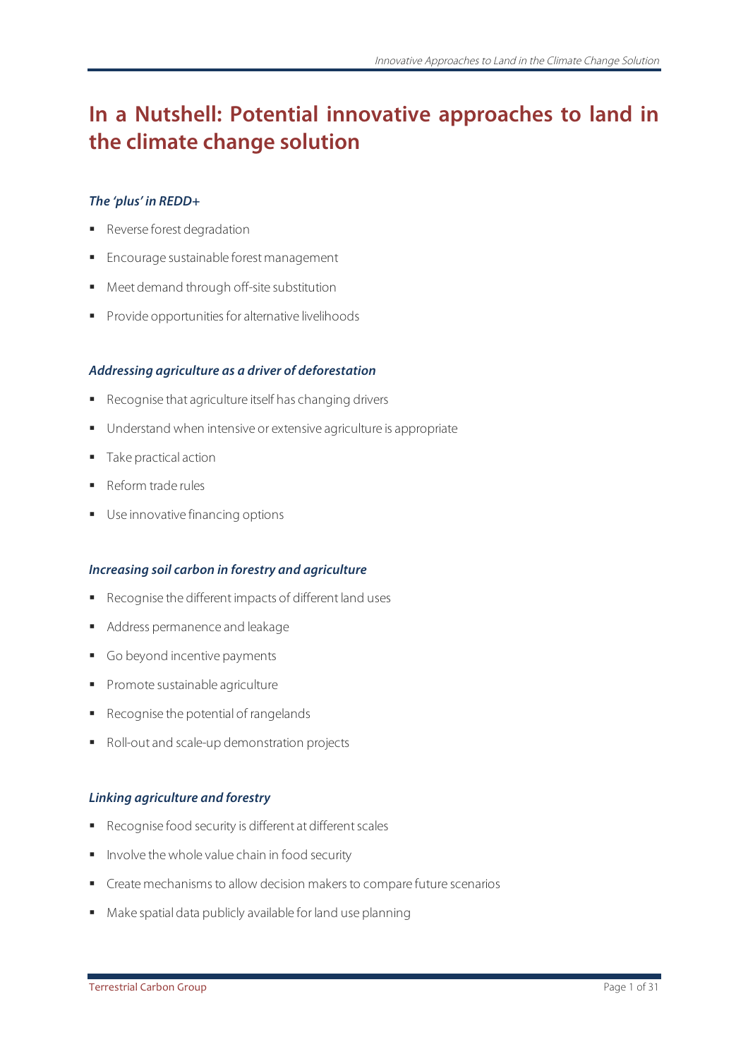# In a Nutshell: Potential innovative approaches to land in the climate change solution

### *The 'plus' in REDD+*

- Reverse forest degradation
- Encourage sustainable forest management
- Meet demand through off-site substitution
- Provide opportunities for alternative livelihoods

### *Addressing agriculture as a driver of deforestation*

- Recognise that agriculture itself has changing drivers
- Understand when intensive or extensive agriculture is appropriate
- Take practical action
- Reform trade rules
- Use innovative financing options

### *Increasing soil carbon in forestry and agriculture*

- Recognise the different impacts of different land uses
- Address permanence and leakage
- Go beyond incentive payments
- Promote sustainable agriculture
- Recognise the potential of rangelands
- Roll-out and scale-up demonstration projects

### *Linking agriculture and forestry*

- Recognise food security is different at different scales
- Involve the whole value chain in food security
- Create mechanisms to allow decision makers to compare future scenarios
- Make spatial data publicly available for land use planning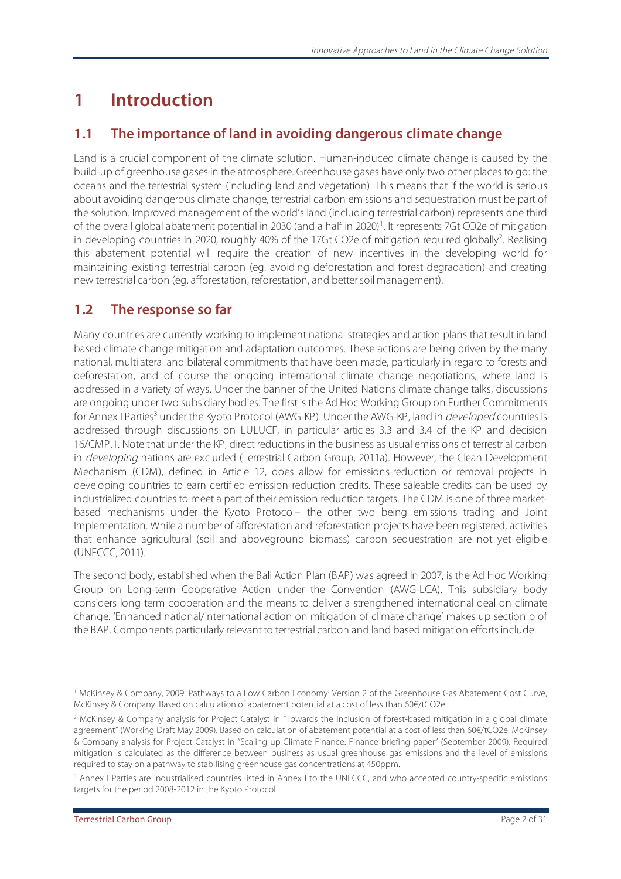# 1 Introduction

## 1.1 The importance of land in avoiding dangerous climate change

Land is a crucial component of the climate solution. Human-induced climate change is caused by the build-up of greenhouse gases in the atmosphere. Greenhouse gases have only two other places to go: the oceans and the terrestrial system (including land and vegetation). This means that if the world is serious about avoiding dangerous climate change, terrestrial carbon emissions and sequestration must be part of the solution. Improved management of the world's land (including terrestrial carbon) represents one third of the overall global abatement potential in 2030 (and a half in 2020)[1]. It represents 7Gt CO2e of mitigation in developing countries in 2020, roughly 40% of the 17Gt CO2e of mitigation required globally[2]. Realising this abatement potential will require the creation of new incentives in the developing world for maintaining existing terrestrial carbon (eg. avoiding deforestation and forest degradation) and creating new terrestrial carbon (eg. afforestation, reforestation, and better soil management).

## 1.2 The response so far

Many countries are currently working to implement national strategies and action plans that result in land based climate change mitigation and adaptation outcomes. These actions are being driven by the many national, multilateral and bilateral commitments that have been made, particularly in regard to forests and deforestation, and of course the ongoing international climate change negotiations, where land is addressed in a variety of ways. Under the banner of the United Nations climate change talks, discussions are ongoing under two subsidiary bodies. The first is the Ad Hoc Working Group on Further Commitments for Annex I Parties[3] under the Kyoto Protocol (AWG-KP). Under the AWG-KP, land in *developed* countries is addressed through discussions on LULUCF, in particular articles 3.3 and 3.4 of the KP and decision 16/CMP.1. Note that under the KP, direct reductions in the business as usual emissions of terrestrial carbon in *developing* nations are excluded (Terrestrial Carbon Group, 2011a). However, the Clean Development Mechanism (CDM), defined in Article 12, does allow for emissions-reduction or removal projects in developing countries to earn certified emission reduction credits. These saleable credits can be used by industrialized countries to meet a part of their emission reduction targets. The CDM is one of three market-based mechanisms under the Kyoto Protocol– the other two being emissions trading and Joint Implementation. While a number of afforestation and reforestation projects have been registered, activities that enhance agricultural (soil and aboveground biomass) carbon sequestration are not yet eligible (UNFCCC, 2011).

The second body, established when the Bali Action Plan (BAP) was agreed in 2007, is the Ad Hoc Working Group on Long-term Cooperative Action under the Convention (AWG-LCA). This subsidiary body considers long term cooperation and the means to deliver a strengthened international deal on climate change. 'Enhanced national/international action on mitigation of climate change' makes up section b of the BAP. Components particularly relevant to terrestrial carbon and land based mitigation efforts include:

---

[1] McKinsey & Company, 2009. Pathways to a Low Carbon Economy: Version 2 of the Greenhouse Gas Abatement Cost Curve, McKinsey & Company. Based on calculation of abatement potential at a cost of less than 60€/tCO2e.

[2] McKinsey & Company analysis for Project Catalyst in "Towards the inclusion of forest-based mitigation in a global climate agreement" (Working Draft May 2009). Based on calculation of abatement potential at a cost of less than 60€/tCO2e. McKinsey & Company analysis for Project Catalyst in "Scaling up Climate Finance: Finance briefing paper" (September 2009). Required mitigation is calculated as the difference between business as usual greenhouse gas emissions and the level of emissions required to stay on a pathway to stabilising greenhouse gas concentrations at 450ppm.

[3] Annex I Parties are industrialised countries listed in Annex I to the UNFCCC, and who accepted country-specific emissions targets for the period 2008-2012 in the Kyoto Protocol.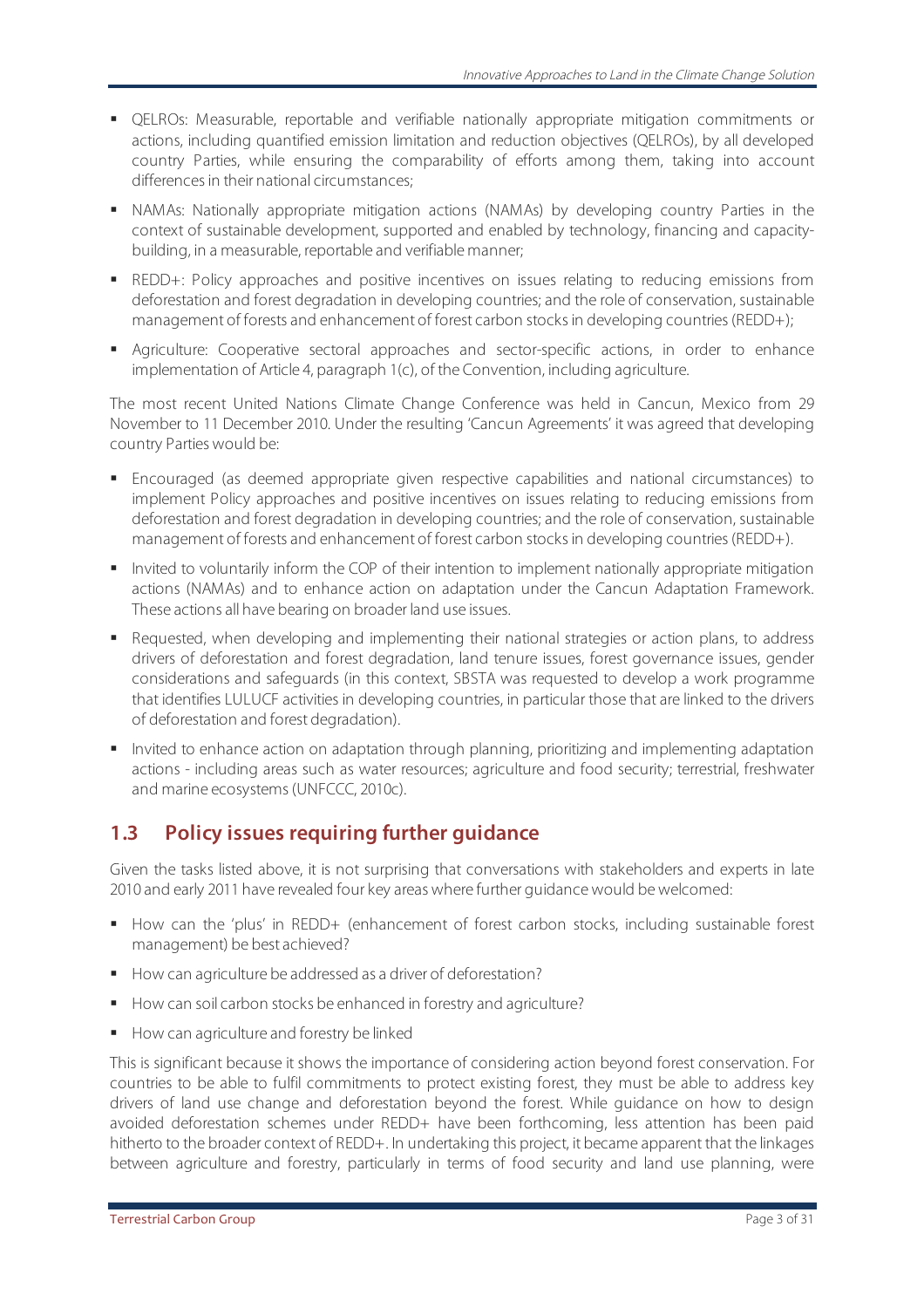- QELROs: Measurable, reportable and verifiable nationally appropriate mitigation commitments or actions, including quantified emission limitation and reduction objectives (QELROs), by all developed country Parties, while ensuring the comparability of efforts among them, taking into account differences in their national circumstances;
- NAMAs: Nationally appropriate mitigation actions (NAMAs) by developing country Parties in the context of sustainable development, supported and enabled by technology, financing and capacity-building, in a measurable, reportable and verifiable manner;
- REDD+: Policy approaches and positive incentives on issues relating to reducing emissions from deforestation and forest degradation in developing countries; and the role of conservation, sustainable management of forests and enhancement of forest carbon stocks in developing countries (REDD+);
- Agriculture: Cooperative sectoral approaches and sector-specific actions, in order to enhance implementation of Article 4, paragraph 1(c), of the Convention, including agriculture.

The most recent United Nations Climate Change Conference was held in Cancun, Mexico from 29 November to 11 December 2010. Under the resulting 'Cancun Agreements' it was agreed that developing country Parties would be:

- Encouraged (as deemed appropriate given respective capabilities and national circumstances) to implement Policy approaches and positive incentives on issues relating to reducing emissions from deforestation and forest degradation in developing countries; and the role of conservation, sustainable management of forests and enhancement of forest carbon stocks in developing countries (REDD+).
- Invited to voluntarily inform the COP of their intention to implement nationally appropriate mitigation actions (NAMAs) and to enhance action on adaptation under the Cancun Adaptation Framework. These actions all have bearing on broader land use issues.
- Requested, when developing and implementing their national strategies or action plans, to address drivers of deforestation and forest degradation, land tenure issues, forest governance issues, gender considerations and safeguards (in this context, SBSTA was requested to develop a work programme that identifies LULUCF activities in developing countries, in particular those that are linked to the drivers of deforestation and forest degradation).
- Invited to enhance action on adaptation through planning, prioritizing and implementing adaptation actions - including areas such as water resources; agriculture and food security; terrestrial, freshwater and marine ecosystems (UNFCCC, 2010c).

## 1.3 Policy issues requiring further guidance

Given the tasks listed above, it is not surprising that conversations with stakeholders and experts in late 2010 and early 2011 have revealed four key areas where further guidance would be welcomed:

- How can the 'plus' in REDD+ (enhancement of forest carbon stocks, including sustainable forest management) be best achieved?
- How can agriculture be addressed as a driver of deforestation?
- How can soil carbon stocks be enhanced in forestry and agriculture?
- How can agriculture and forestry be linked

This is significant because it shows the importance of considering action beyond forest conservation. For countries to be able to fulfil commitments to protect existing forest, they must be able to address key drivers of land use change and deforestation beyond the forest. While guidance on how to design avoided deforestation schemes under REDD+ have been forthcoming, less attention has been paid hitherto to the broader context of REDD+. In undertaking this project, it became apparent that the linkages between agriculture and forestry, particularly in terms of food security and land use planning, were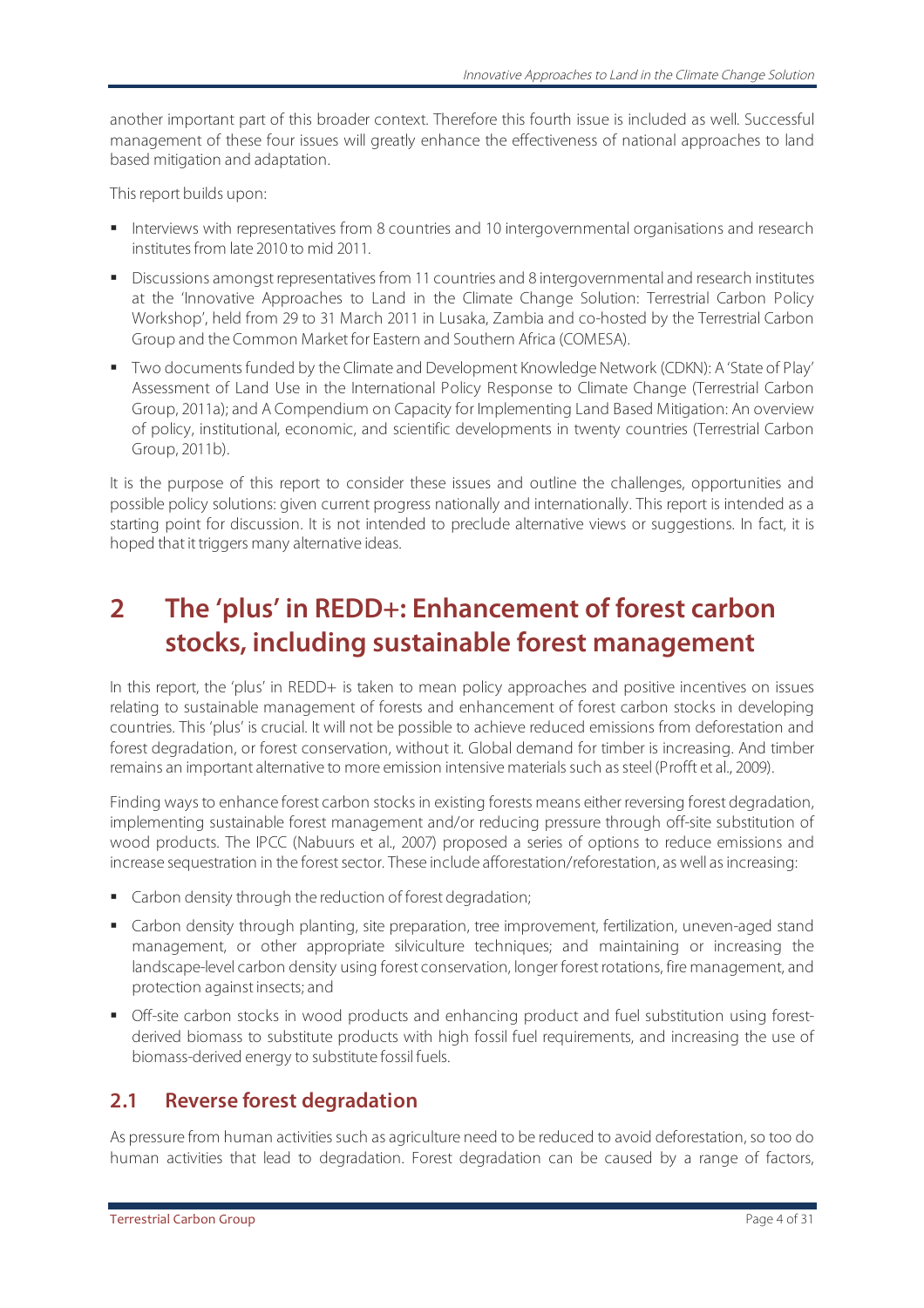another important part of this broader context. Therefore this fourth issue is included as well. Successful management of these four issues will greatly enhance the effectiveness of national approaches to land based mitigation and adaptation.

This report builds upon:

- Interviews with representatives from 8 countries and 10 intergovernmental organisations and research institutes from late 2010 to mid 2011.
- Discussions amongst representatives from 11 countries and 8 intergovernmental and research institutes at the 'Innovative Approaches to Land in the Climate Change Solution: Terrestrial Carbon Policy Workshop', held from 29 to 31 March 2011 in Lusaka, Zambia and co-hosted by the Terrestrial Carbon Group and the Common Market for Eastern and Southern Africa (COMESA).
- Two documents funded by the Climate and Development Knowledge Network (CDKN): A 'State of Play' Assessment of Land Use in the International Policy Response to Climate Change (Terrestrial Carbon Group, 2011a); and A Compendium on Capacity for Implementing Land Based Mitigation: An overview of policy, institutional, economic, and scientific developments in twenty countries (Terrestrial Carbon Group, 2011b).

It is the purpose of this report to consider these issues and outline the challenges, opportunities and possible policy solutions: given current progress nationally and internationally. This report is intended as a starting point for discussion. It is not intended to preclude alternative views or suggestions. In fact, it is hoped that it triggers many alternative ideas.

# 2 The 'plus' in REDD+: Enhancement of forest carbon stocks, including sustainable forest management

In this report, the 'plus' in REDD+ is taken to mean policy approaches and positive incentives on issues relating to sustainable management of forests and enhancement of forest carbon stocks in developing countries. This 'plus' is crucial. It will not be possible to achieve reduced emissions from deforestation and forest degradation, or forest conservation, without it. Global demand for timber is increasing. And timber remains an important alternative to more emission intensive materials such as steel (Profft et al., 2009).

Finding ways to enhance forest carbon stocks in existing forests means either reversing forest degradation, implementing sustainable forest management and/or reducing pressure through off-site substitution of wood products. The IPCC (Nabuurs et al., 2007) proposed a series of options to reduce emissions and increase sequestration in the forest sector. These include afforestation/reforestation, as well as increasing:

- Carbon density through the reduction of forest degradation;
- Carbon density through planting, site preparation, tree improvement, fertilization, uneven-aged stand management, or other appropriate silviculture techniques; and maintaining or increasing the landscape-level carbon density using forest conservation, longer forest rotations, fire management, and protection against insects; and
- Off-site carbon stocks in wood products and enhancing product and fuel substitution using forest-derived biomass to substitute products with high fossil fuel requirements, and increasing the use of biomass-derived energy to substitute fossil fuels.

## 2.1 Reverse forest degradation

As pressure from human activities such as agriculture need to be reduced to avoid deforestation, so too do human activities that lead to degradation. Forest degradation can be caused by a range of factors,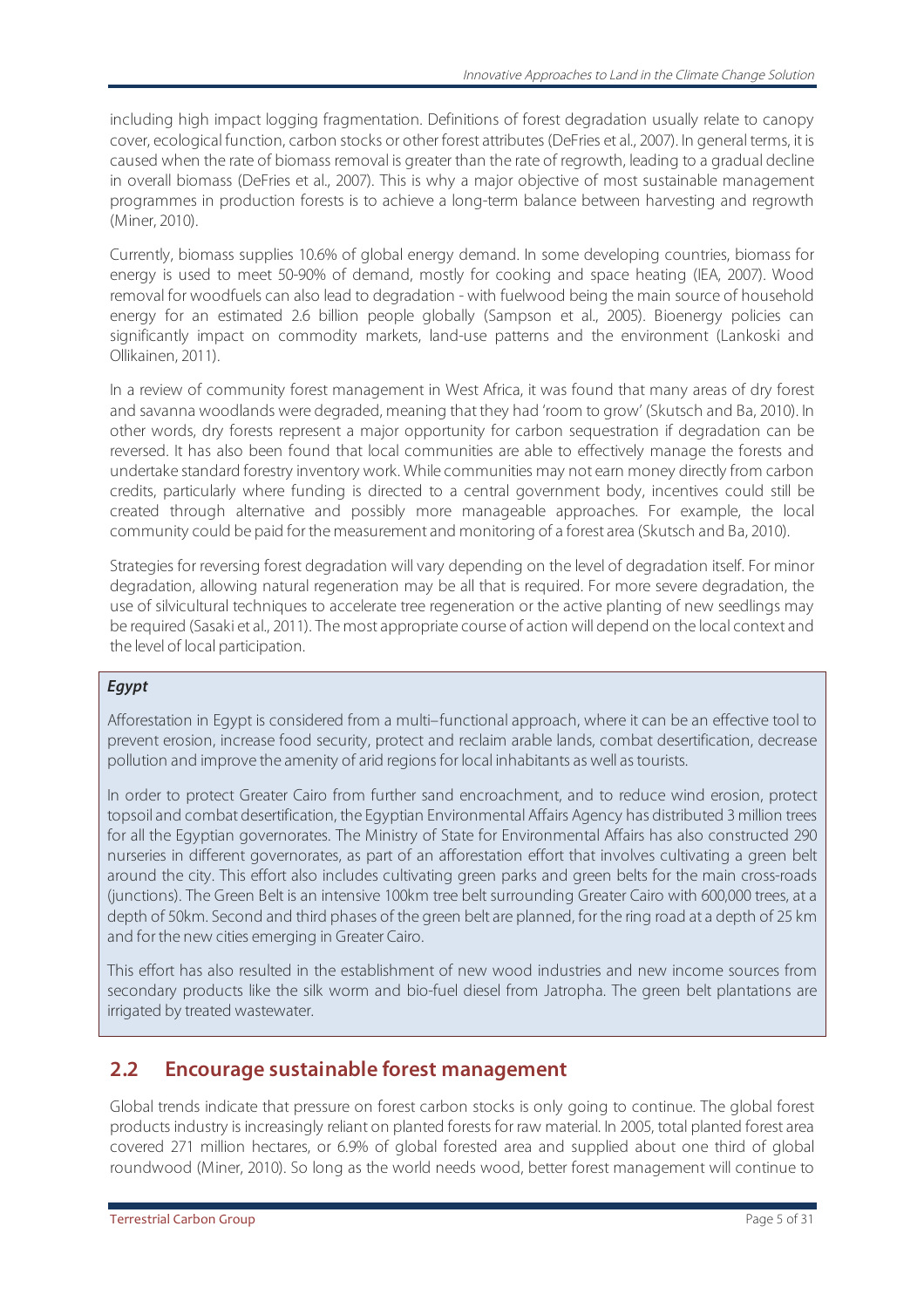including high impact logging fragmentation. Definitions of forest degradation usually relate to canopy cover, ecological function, carbon stocks or other forest attributes (DeFries et al., 2007). In general terms, it is caused when the rate of biomass removal is greater than the rate of regrowth, leading to a gradual decline in overall biomass (DeFries et al., 2007). This is why a major objective of most sustainable management programmes in production forests is to achieve a long-term balance between harvesting and regrowth (Miner, 2010).

Currently, biomass supplies 10.6% of global energy demand. In some developing countries, biomass for energy is used to meet 50-90% of demand, mostly for cooking and space heating (IEA, 2007). Wood removal for woodfuels can also lead to degradation - with fuelwood being the main source of household energy for an estimated 2.6 billion people globally (Sampson et al., 2005). Bioenergy policies can significantly impact on commodity markets, land-use patterns and the environment (Lankoski and Ollikainen, 2011).

In a review of community forest management in West Africa, it was found that many areas of dry forest and savanna woodlands were degraded, meaning that they had 'room to grow' (Skutsch and Ba, 2010). In other words, dry forests represent a major opportunity for carbon sequestration if degradation can be reversed. It has also been found that local communities are able to effectively manage the forests and undertake standard forestry inventory work. While communities may not earn money directly from carbon credits, particularly where funding is directed to a central government body, incentives could still be created through alternative and possibly more manageable approaches. For example, the local community could be paid for the measurement and monitoring of a forest area (Skutsch and Ba, 2010).

Strategies for reversing forest degradation will vary depending on the level of degradation itself. For minor degradation, allowing natural regeneration may be all that is required. For more severe degradation, the use of silvicultural techniques to accelerate tree regeneration or the active planting of new seedlings may be required (Sasaki et al., 2011). The most appropriate course of action will depend on the local context and the level of local participation.

***Egypt***

Afforestation in Egypt is considered from a multi–functional approach, where it can be an effective tool to prevent erosion, increase food security, protect and reclaim arable lands, combat desertification, decrease pollution and improve the amenity of arid regions for local inhabitants as well as tourists.

In order to protect Greater Cairo from further sand encroachment, and to reduce wind erosion, protect topsoil and combat desertification, the Egyptian Environmental Affairs Agency has distributed 3 million trees for all the Egyptian governorates. The Ministry of State for Environmental Affairs has also constructed 290 nurseries in different governorates, as part of an afforestation effort that involves cultivating a green belt around the city. This effort also includes cultivating green parks and green belts for the main cross-roads (junctions). The Green Belt is an intensive 100km tree belt surrounding Greater Cairo with 600,000 trees, at a depth of 50km. Second and third phases of the green belt are planned, for the ring road at a depth of 25 km and for the new cities emerging in Greater Cairo.

This effort has also resulted in the establishment of new wood industries and new income sources from secondary products like the silk worm and bio-fuel diesel from Jatropha. The green belt plantations are irrigated by treated wastewater.

## 2.2 Encourage sustainable forest management

Global trends indicate that pressure on forest carbon stocks is only going to continue. The global forest products industry is increasingly reliant on planted forests for raw material. In 2005, total planted forest area covered 271 million hectares, or 6.9% of global forested area and supplied about one third of global roundwood (Miner, 2010). So long as the world needs wood, better forest management will continue to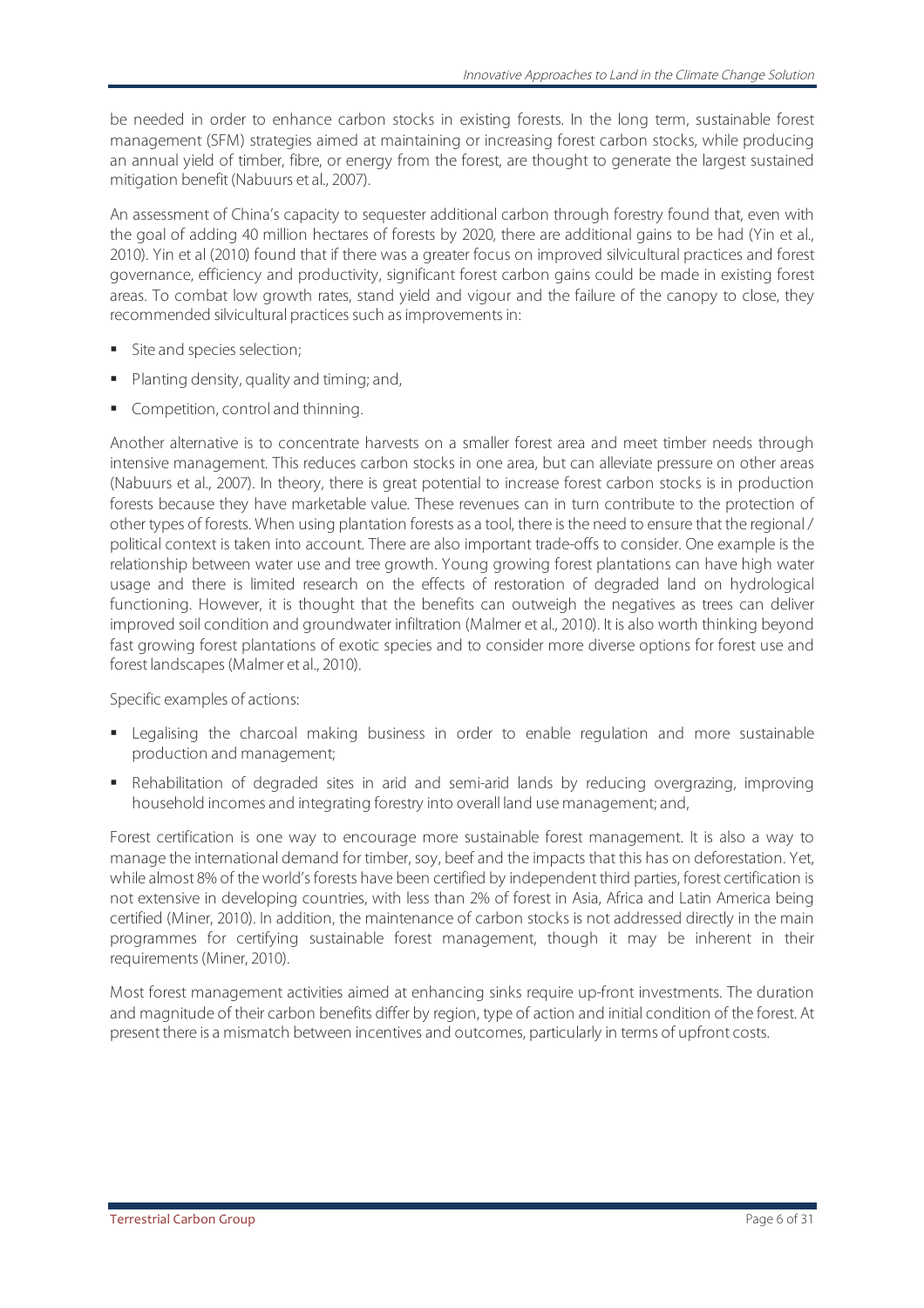be needed in order to enhance carbon stocks in existing forests. In the long term, sustainable forest management (SFM) strategies aimed at maintaining or increasing forest carbon stocks, while producing an annual yield of timber, fibre, or energy from the forest, are thought to generate the largest sustained mitigation benefit (Nabuurs et al., 2007).

An assessment of China's capacity to sequester additional carbon through forestry found that, even with the goal of adding 40 million hectares of forests by 2020, there are additional gains to be had (Yin et al., 2010). Yin et al (2010) found that if there was a greater focus on improved silvicultural practices and forest governance, efficiency and productivity, significant forest carbon gains could be made in existing forest areas. To combat low growth rates, stand yield and vigour and the failure of the canopy to close, they recommended silvicultural practices such as improvements in:

- Site and species selection;
- Planting density, quality and timing; and,
- Competition, control and thinning.

Another alternative is to concentrate harvests on a smaller forest area and meet timber needs through intensive management. This reduces carbon stocks in one area, but can alleviate pressure on other areas (Nabuurs et al., 2007). In theory, there is great potential to increase forest carbon stocks is in production forests because they have marketable value. These revenues can in turn contribute to the protection of other types of forests. When using plantation forests as a tool, there is the need to ensure that the regional / political context is taken into account. There are also important trade-offs to consider. One example is the relationship between water use and tree growth. Young growing forest plantations can have high water usage and there is limited research on the effects of restoration of degraded land on hydrological functioning. However, it is thought that the benefits can outweigh the negatives as trees can deliver improved soil condition and groundwater infiltration (Malmer et al., 2010). It is also worth thinking beyond fast growing forest plantations of exotic species and to consider more diverse options for forest use and forest landscapes (Malmer et al., 2010).

Specific examples of actions:

- Legalising the charcoal making business in order to enable regulation and more sustainable production and management;
- Rehabilitation of degraded sites in arid and semi-arid lands by reducing overgrazing, improving household incomes and integrating forestry into overall land use management; and,

Forest certification is one way to encourage more sustainable forest management. It is also a way to manage the international demand for timber, soy, beef and the impacts that this has on deforestation. Yet, while almost 8% of the world's forests have been certified by independent third parties, forest certification is not extensive in developing countries, with less than 2% of forest in Asia, Africa and Latin America being certified (Miner, 2010). In addition, the maintenance of carbon stocks is not addressed directly in the main programmes for certifying sustainable forest management, though it may be inherent in their requirements (Miner, 2010).

Most forest management activities aimed at enhancing sinks require up-front investments. The duration and magnitude of their carbon benefits differ by region, type of action and initial condition of the forest. At present there is a mismatch between incentives and outcomes, particularly in terms of upfront costs.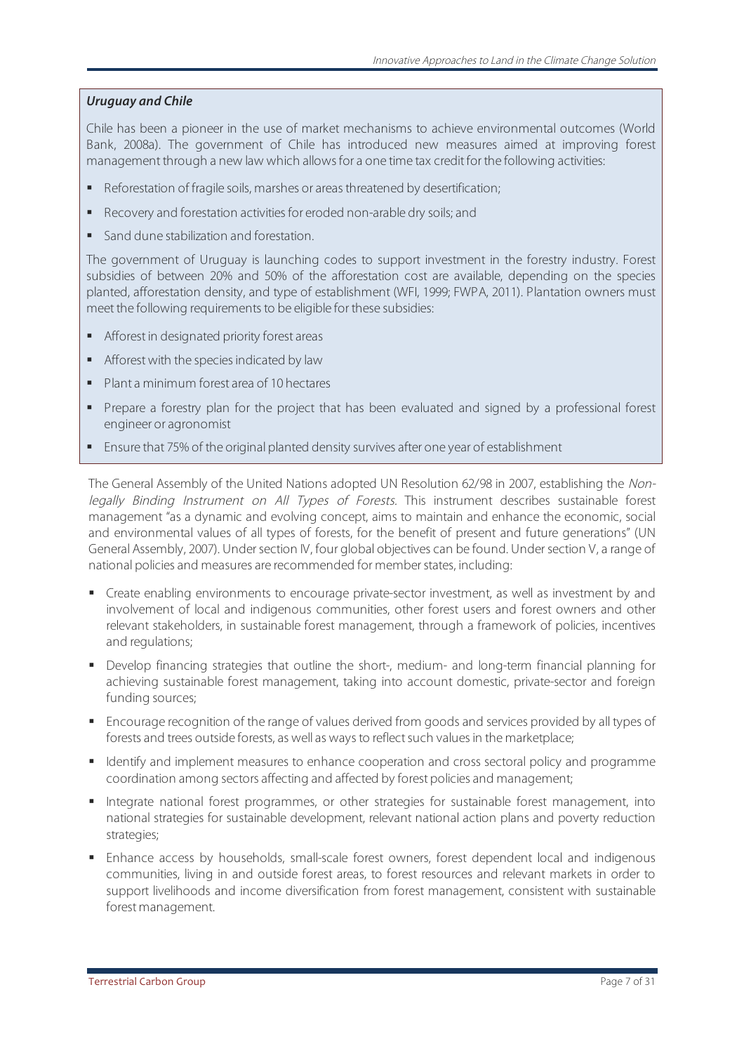***Uruguay and Chile***

Chile has been a pioneer in the use of market mechanisms to achieve environmental outcomes (World Bank, 2008a). The government of Chile has introduced new measures aimed at improving forest management through a new law which allows for a one time tax credit for the following activities:

- Reforestation of fragile soils, marshes or areas threatened by desertification;
- Recovery and forestation activities for eroded non-arable dry soils; and
- Sand dune stabilization and forestation.

The government of Uruguay is launching codes to support investment in the forestry industry. Forest subsidies of between 20% and 50% of the afforestation cost are available, depending on the species planted, afforestation density, and type of establishment (WFI, 1999; FWPA, 2011). Plantation owners must meet the following requirements to be eligible for these subsidies:

- Afforest in designated priority forest areas
- Afforest with the species indicated by law
- Plant a minimum forest area of 10 hectares
- Prepare a forestry plan for the project that has been evaluated and signed by a professional forest engineer or agronomist
- Ensure that 75% of the original planted density survives after one year of establishment

The General Assembly of the United Nations adopted UN Resolution 62/98 in 2007, establishing the *Non-legally Binding Instrument on All Types of Forests*. This instrument describes sustainable forest management "as a dynamic and evolving concept, aims to maintain and enhance the economic, social and environmental values of all types of forests, for the benefit of present and future generations" (UN General Assembly, 2007). Under section IV, four global objectives can be found. Under section V, a range of national policies and measures are recommended for member states, including:

- Create enabling environments to encourage private-sector investment, as well as investment by and involvement of local and indigenous communities, other forest users and forest owners and other relevant stakeholders, in sustainable forest management, through a framework of policies, incentives and regulations;
- Develop financing strategies that outline the short-, medium- and long-term financial planning for achieving sustainable forest management, taking into account domestic, private-sector and foreign funding sources;
- Encourage recognition of the range of values derived from goods and services provided by all types of forests and trees outside forests, as well as ways to reflect such values in the marketplace;
- Identify and implement measures to enhance cooperation and cross sectoral policy and programme coordination among sectors affecting and affected by forest policies and management;
- Integrate national forest programmes, or other strategies for sustainable forest management, into national strategies for sustainable development, relevant national action plans and poverty reduction strategies;
- Enhance access by households, small-scale forest owners, forest dependent local and indigenous communities, living in and outside forest areas, to forest resources and relevant markets in order to support livelihoods and income diversification from forest management, consistent with sustainable forest management.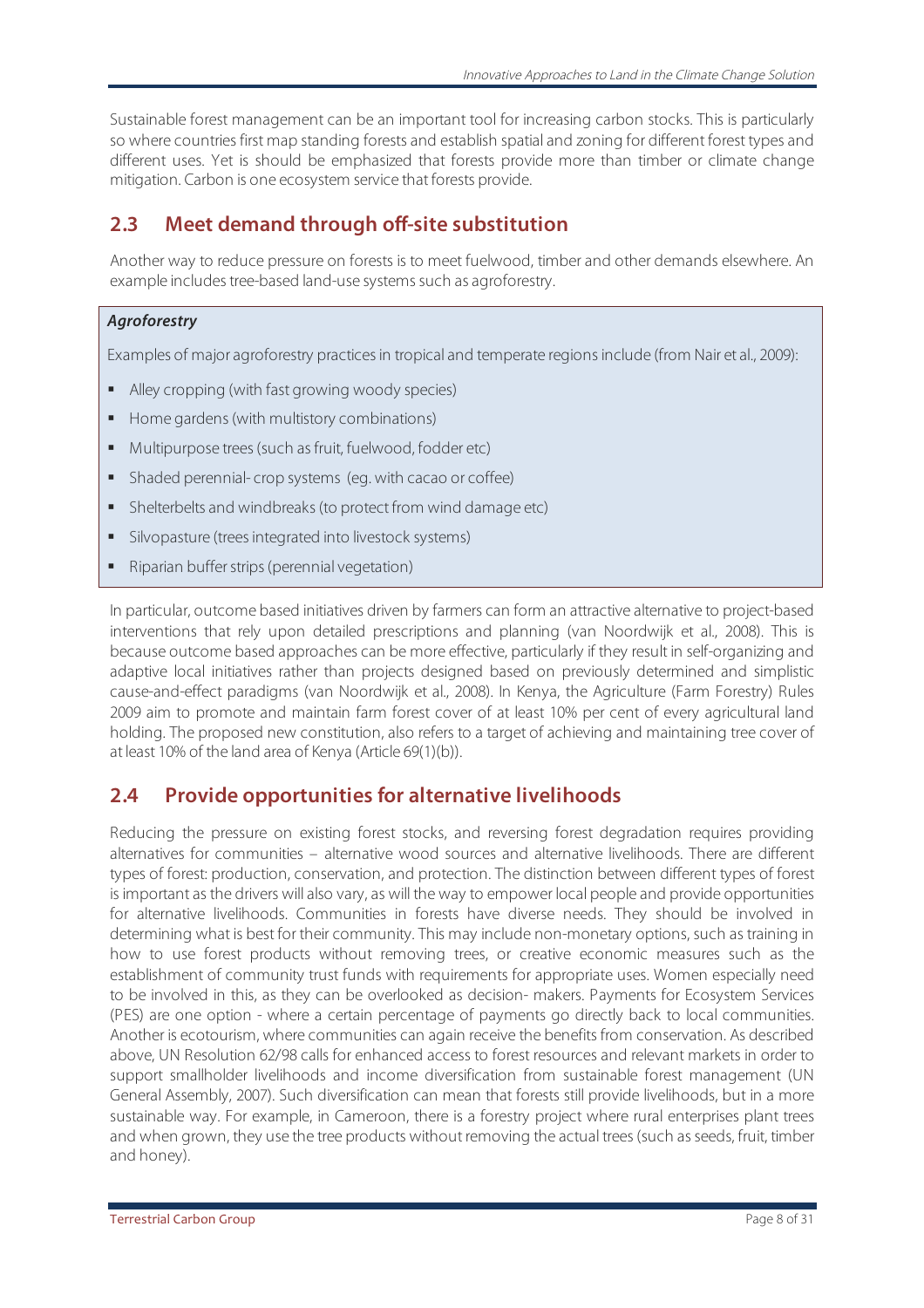Sustainable forest management can be an important tool for increasing carbon stocks. This is particularly so where countries first map standing forests and establish spatial and zoning for different forest types and different uses. Yet is should be emphasized that forests provide more than timber or climate change mitigation. Carbon is one ecosystem service that forests provide.

## 2.3 Meet demand through off-site substitution

Another way to reduce pressure on forests is to meet fuelwood, timber and other demands elsewhere. An example includes tree-based land-use systems such as agroforestry.

> ***Agroforestry***
>
> Examples of major agroforestry practices in tropical and temperate regions include (from Nair et al., 2009):
>
> - Alley cropping (with fast growing woody species)
> - Home gardens (with multistory combinations)
> - Multipurpose trees (such as fruit, fuelwood, fodder etc)
> - Shaded perennial- crop systems (eg. with cacao or coffee)
> - Shelterbelts and windbreaks (to protect from wind damage etc)
> - Silvopasture (trees integrated into livestock systems)
> - Riparian buffer strips (perennial vegetation)

In particular, outcome based initiatives driven by farmers can form an attractive alternative to project-based interventions that rely upon detailed prescriptions and planning (van Noordwijk et al., 2008). This is because outcome based approaches can be more effective, particularly if they result in self-organizing and adaptive local initiatives rather than projects designed based on previously determined and simplistic cause-and-effect paradigms (van Noordwijk et al., 2008). In Kenya, the Agriculture (Farm Forestry) Rules 2009 aim to promote and maintain farm forest cover of at least 10% per cent of every agricultural land holding. The proposed new constitution, also refers to a target of achieving and maintaining tree cover of at least 10% of the land area of Kenya (Article 69(1)(b)).

## 2.4 Provide opportunities for alternative livelihoods

Reducing the pressure on existing forest stocks, and reversing forest degradation requires providing alternatives for communities – alternative wood sources and alternative livelihoods. There are different types of forest: production, conservation, and protection. The distinction between different types of forest is important as the drivers will also vary, as will the way to empower local people and provide opportunities for alternative livelihoods. Communities in forests have diverse needs. They should be involved in determining what is best for their community. This may include non-monetary options, such as training in how to use forest products without removing trees, or creative economic measures such as the establishment of community trust funds with requirements for appropriate uses. Women especially need to be involved in this, as they can be overlooked as decision- makers. Payments for Ecosystem Services (PES) are one option - where a certain percentage of payments go directly back to local communities. Another is ecotourism, where communities can again receive the benefits from conservation. As described above, UN Resolution 62/98 calls for enhanced access to forest resources and relevant markets in order to support smallholder livelihoods and income diversification from sustainable forest management (UN General Assembly, 2007). Such diversification can mean that forests still provide livelihoods, but in a more sustainable way. For example, in Cameroon, there is a forestry project where rural enterprises plant trees and when grown, they use the tree products without removing the actual trees (such as seeds, fruit, timber and honey).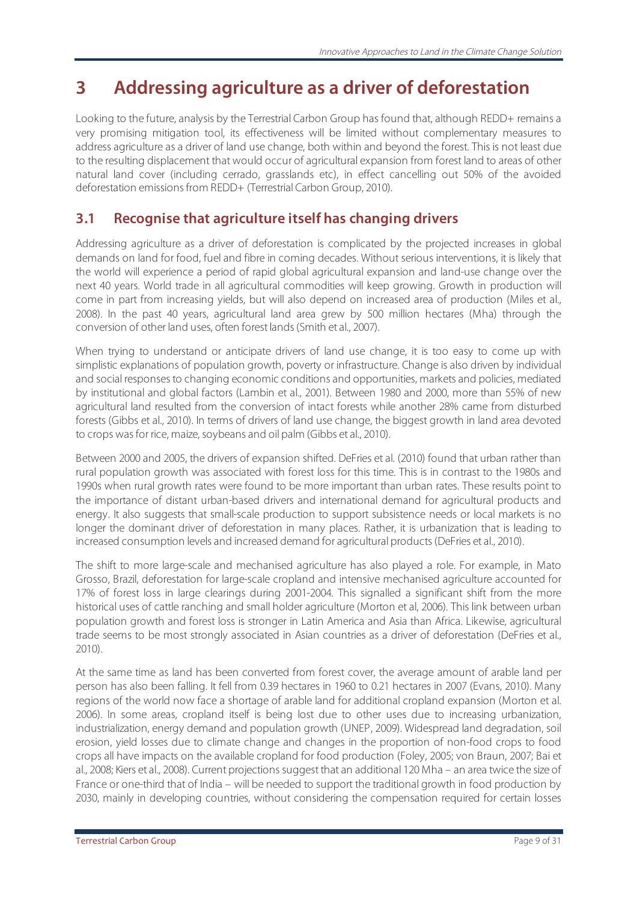# 3 Addressing agriculture as a driver of deforestation

Looking to the future, analysis by the Terrestrial Carbon Group has found that, although REDD+ remains a very promising mitigation tool, its effectiveness will be limited without complementary measures to address agriculture as a driver of land use change, both within and beyond the forest. This is not least due to the resulting displacement that would occur of agricultural expansion from forest land to areas of other natural land cover (including cerrado, grasslands etc), in effect cancelling out 50% of the avoided deforestation emissions from REDD+ (Terrestrial Carbon Group, 2010).

## 3.1 Recognise that agriculture itself has changing drivers

Addressing agriculture as a driver of deforestation is complicated by the projected increases in global demands on land for food, fuel and fibre in coming decades. Without serious interventions, it is likely that the world will experience a period of rapid global agricultural expansion and land-use change over the next 40 years. World trade in all agricultural commodities will keep growing. Growth in production will come in part from increasing yields, but will also depend on increased area of production (Miles et al., 2008). In the past 40 years, agricultural land area grew by 500 million hectares (Mha) through the conversion of other land uses, often forest lands (Smith et al., 2007).

When trying to understand or anticipate drivers of land use change, it is too easy to come up with simplistic explanations of population growth, poverty or infrastructure. Change is also driven by individual and social responses to changing economic conditions and opportunities, markets and policies, mediated by institutional and global factors (Lambin et al., 2001). Between 1980 and 2000, more than 55% of new agricultural land resulted from the conversion of intact forests while another 28% came from disturbed forests (Gibbs et al., 2010). In terms of drivers of land use change, the biggest growth in land area devoted to crops was for rice, maize, soybeans and oil palm (Gibbs et al., 2010).

Between 2000 and 2005, the drivers of expansion shifted. DeFries et al. (2010) found that urban rather than rural population growth was associated with forest loss for this time. This is in contrast to the 1980s and 1990s when rural growth rates were found to be more important than urban rates. These results point to the importance of distant urban-based drivers and international demand for agricultural products and energy. It also suggests that small-scale production to support subsistence needs or local markets is no longer the dominant driver of deforestation in many places. Rather, it is urbanization that is leading to increased consumption levels and increased demand for agricultural products (DeFries et al., 2010).

The shift to more large-scale and mechanised agriculture has also played a role. For example, in Mato Grosso, Brazil, deforestation for large-scale cropland and intensive mechanised agriculture accounted for 17% of forest loss in large clearings during 2001-2004. This signalled a significant shift from the more historical uses of cattle ranching and small holder agriculture (Morton et al, 2006). This link between urban population growth and forest loss is stronger in Latin America and Asia than Africa. Likewise, agricultural trade seems to be most strongly associated in Asian countries as a driver of deforestation (DeFries et al., 2010).

At the same time as land has been converted from forest cover, the average amount of arable land per person has also been falling. It fell from 0.39 hectares in 1960 to 0.21 hectares in 2007 (Evans, 2010). Many regions of the world now face a shortage of arable land for additional cropland expansion (Morton et al. 2006). In some areas, cropland itself is being lost due to other uses due to increasing urbanization, industrialization, energy demand and population growth (UNEP, 2009). Widespread land degradation, soil erosion, yield losses due to climate change and changes in the proportion of non-food crops to food crops all have impacts on the available cropland for food production (Foley, 2005; von Braun, 2007; Bai et al., 2008; Kiers et al., 2008). Current projections suggest that an additional 120 Mha – an area twice the size of France or one-third that of India – will be needed to support the traditional growth in food production by 2030, mainly in developing countries, without considering the compensation required for certain losses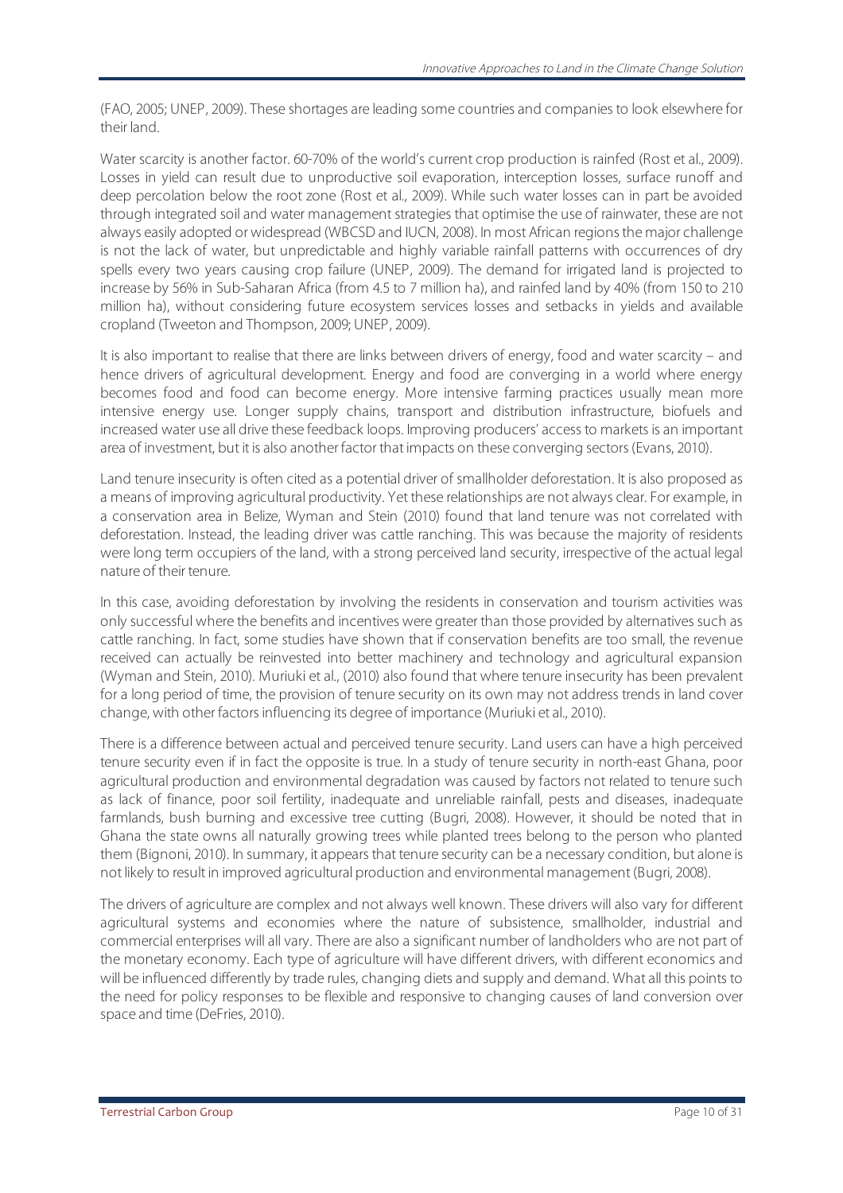(FAO, 2005; UNEP, 2009). These shortages are leading some countries and companies to look elsewhere for their land.

Water scarcity is another factor. 60-70% of the world's current crop production is rainfed (Rost et al., 2009). Losses in yield can result due to unproductive soil evaporation, interception losses, surface runoff and deep percolation below the root zone (Rost et al., 2009). While such water losses can in part be avoided through integrated soil and water management strategies that optimise the use of rainwater, these are not always easily adopted or widespread (WBCSD and IUCN, 2008). In most African regions the major challenge is not the lack of water, but unpredictable and highly variable rainfall patterns with occurrences of dry spells every two years causing crop failure (UNEP, 2009). The demand for irrigated land is projected to increase by 56% in Sub-Saharan Africa (from 4.5 to 7 million ha), and rainfed land by 40% (from 150 to 210 million ha), without considering future ecosystem services losses and setbacks in yields and available cropland (Tweeton and Thompson, 2009; UNEP, 2009).

It is also important to realise that there are links between drivers of energy, food and water scarcity – and hence drivers of agricultural development. Energy and food are converging in a world where energy becomes food and food can become energy. More intensive farming practices usually mean more intensive energy use. Longer supply chains, transport and distribution infrastructure, biofuels and increased water use all drive these feedback loops. Improving producers' access to markets is an important area of investment, but it is also another factor that impacts on these converging sectors (Evans, 2010).

Land tenure insecurity is often cited as a potential driver of smallholder deforestation. It is also proposed as a means of improving agricultural productivity. Yet these relationships are not always clear. For example, in a conservation area in Belize, Wyman and Stein (2010) found that land tenure was not correlated with deforestation. Instead, the leading driver was cattle ranching. This was because the majority of residents were long term occupiers of the land, with a strong perceived land security, irrespective of the actual legal nature of their tenure.

In this case, avoiding deforestation by involving the residents in conservation and tourism activities was only successful where the benefits and incentives were greater than those provided by alternatives such as cattle ranching. In fact, some studies have shown that if conservation benefits are too small, the revenue received can actually be reinvested into better machinery and technology and agricultural expansion (Wyman and Stein, 2010). Muriuki et al., (2010) also found that where tenure insecurity has been prevalent for a long period of time, the provision of tenure security on its own may not address trends in land cover change, with other factors influencing its degree of importance (Muriuki et al., 2010).

There is a difference between actual and perceived tenure security. Land users can have a high perceived tenure security even if in fact the opposite is true. In a study of tenure security in north-east Ghana, poor agricultural production and environmental degradation was caused by factors not related to tenure such as lack of finance, poor soil fertility, inadequate and unreliable rainfall, pests and diseases, inadequate farmlands, bush burning and excessive tree cutting (Bugri, 2008). However, it should be noted that in Ghana the state owns all naturally growing trees while planted trees belong to the person who planted them (Bignoni, 2010). In summary, it appears that tenure security can be a necessary condition, but alone is not likely to result in improved agricultural production and environmental management (Bugri, 2008).

The drivers of agriculture are complex and not always well known. These drivers will also vary for different agricultural systems and economies where the nature of subsistence, smallholder, industrial and commercial enterprises will all vary. There are also a significant number of landholders who are not part of the monetary economy. Each type of agriculture will have different drivers, with different economics and will be influenced differently by trade rules, changing diets and supply and demand. What all this points to the need for policy responses to be flexible and responsive to changing causes of land conversion over space and time (DeFries, 2010).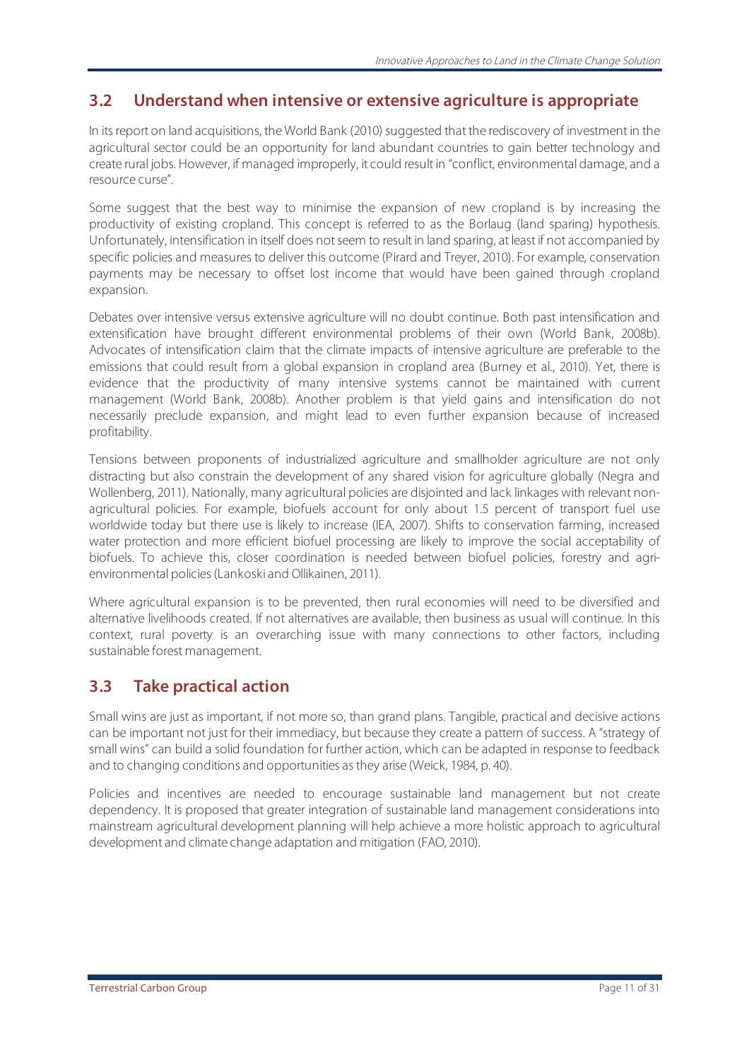## 3.2 Understand when intensive or extensive agriculture is appropriate

In its report on land acquisitions, the World Bank (2010) suggested that the rediscovery of investment in the agricultural sector could be an opportunity for land abundant countries to gain better technology and create rural jobs. However, if managed improperly, it could result in "conflict, environmental damage, and a resource curse".

Some suggest that the best way to minimise the expansion of new cropland is by increasing the productivity of existing cropland. This concept is referred to as the Borlaug (land sparing) hypothesis. Unfortunately, intensification in itself does not seem to result in land sparing, at least if not accompanied by specific policies and measures to deliver this outcome (Pirard and Treyer, 2010). For example, conservation payments may be necessary to offset lost income that would have been gained through cropland expansion.

Debates over intensive versus extensive agriculture will no doubt continue. Both past intensification and extensification have brought different environmental problems of their own (World Bank, 2008b). Advocates of intensification claim that the climate impacts of intensive agriculture are preferable to the emissions that could result from a global expansion in cropland area (Burney et al., 2010). Yet, there is evidence that the productivity of many intensive systems cannot be maintained with current management (World Bank, 2008b). Another problem is that yield gains and intensification do not necessarily preclude expansion, and might lead to even further expansion because of increased profitability.

Tensions between proponents of industrialized agriculture and smallholder agriculture are not only distracting but also constrain the development of any shared vision for agriculture globally (Negra and Wollenberg, 2011). Nationally, many agricultural policies are disjointed and lack linkages with relevant non-agricultural policies. For example, biofuels account for only about 1.5 percent of transport fuel use worldwide today but there use is likely to increase (IEA, 2007). Shifts to conservation farming, increased water protection and more efficient biofuel processing are likely to improve the social acceptability of biofuels. To achieve this, closer coordination is needed between biofuel policies, forestry and agri-environmental policies (Lankoski and Ollikainen, 2011).

Where agricultural expansion is to be prevented, then rural economies will need to be diversified and alternative livelihoods created. If not alternatives are available, then business as usual will continue. In this context, rural poverty is an overarching issue with many connections to other factors, including sustainable forest management.

## 3.3 Take practical action

Small wins are just as important, if not more so, than grand plans. Tangible, practical and decisive actions can be important not just for their immediacy, but because they create a pattern of success. A "strategy of small wins" can build a solid foundation for further action, which can be adapted in response to feedback and to changing conditions and opportunities as they arise (Weick, 1984, p. 40).

Policies and incentives are needed to encourage sustainable land management but not create dependency. It is proposed that greater integration of sustainable land management considerations into mainstream agricultural development planning will help achieve a more holistic approach to agricultural development and climate change adaptation and mitigation (FAO, 2010).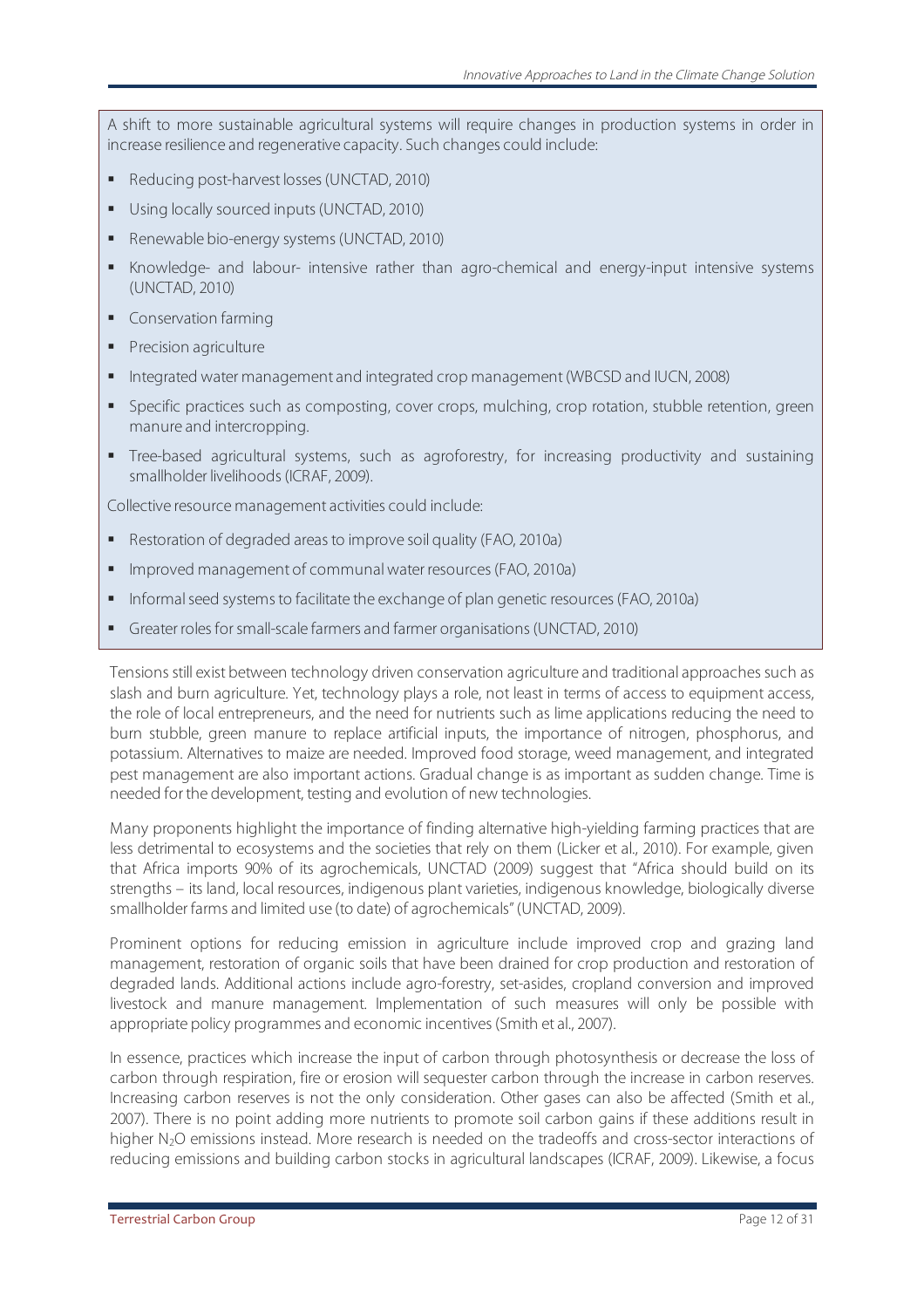A shift to more sustainable agricultural systems will require changes in production systems in order in increase resilience and regenerative capacity. Such changes could include:

- Reducing post-harvest losses (UNCTAD, 2010)
- Using locally sourced inputs (UNCTAD, 2010)
- Renewable bio-energy systems (UNCTAD, 2010)
- Knowledge- and labour- intensive rather than agro-chemical and energy-input intensive systems (UNCTAD, 2010)
- Conservation farming
- Precision agriculture
- Integrated water management and integrated crop management (WBCSD and IUCN, 2008)
- Specific practices such as composting, cover crops, mulching, crop rotation, stubble retention, green manure and intercropping.
- Tree-based agricultural systems, such as agroforestry, for increasing productivity and sustaining smallholder livelihoods (ICRAF, 2009).

Collective resource management activities could include:

- Restoration of degraded areas to improve soil quality (FAO, 2010a)
- Improved management of communal water resources (FAO, 2010a)
- Informal seed systems to facilitate the exchange of plan genetic resources (FAO, 2010a)
- Greater roles for small-scale farmers and farmer organisations (UNCTAD, 2010)

Tensions still exist between technology driven conservation agriculture and traditional approaches such as slash and burn agriculture. Yet, technology plays a role, not least in terms of access to equipment access, the role of local entrepreneurs, and the need for nutrients such as lime applications reducing the need to burn stubble, green manure to replace artificial inputs, the importance of nitrogen, phosphorus, and potassium. Alternatives to maize are needed. Improved food storage, weed management, and integrated pest management are also important actions. Gradual change is as important as sudden change. Time is needed for the development, testing and evolution of new technologies.

Many proponents highlight the importance of finding alternative high-yielding farming practices that are less detrimental to ecosystems and the societies that rely on them (Licker et al., 2010). For example, given that Africa imports 90% of its agrochemicals, UNCTAD (2009) suggest that "Africa should build on its strengths – its land, local resources, indigenous plant varieties, indigenous knowledge, biologically diverse smallholder farms and limited use (to date) of agrochemicals" (UNCTAD, 2009).

Prominent options for reducing emission in agriculture include improved crop and grazing land management, restoration of organic soils that have been drained for crop production and restoration of degraded lands. Additional actions include agro-forestry, set-asides, cropland conversion and improved livestock and manure management. Implementation of such measures will only be possible with appropriate policy programmes and economic incentives (Smith et al., 2007).

In essence, practices which increase the input of carbon through photosynthesis or decrease the loss of carbon through respiration, fire or erosion will sequester carbon through the increase in carbon reserves. Increasing carbon reserves is not the only consideration. Other gases can also be affected (Smith et al., 2007). There is no point adding more nutrients to promote soil carbon gains if these additions result in higher $N_2O$ emissions instead. More research is needed on the tradeoffs and cross-sector interactions of reducing emissions and building carbon stocks in agricultural landscapes (ICRAF, 2009). Likewise, a focus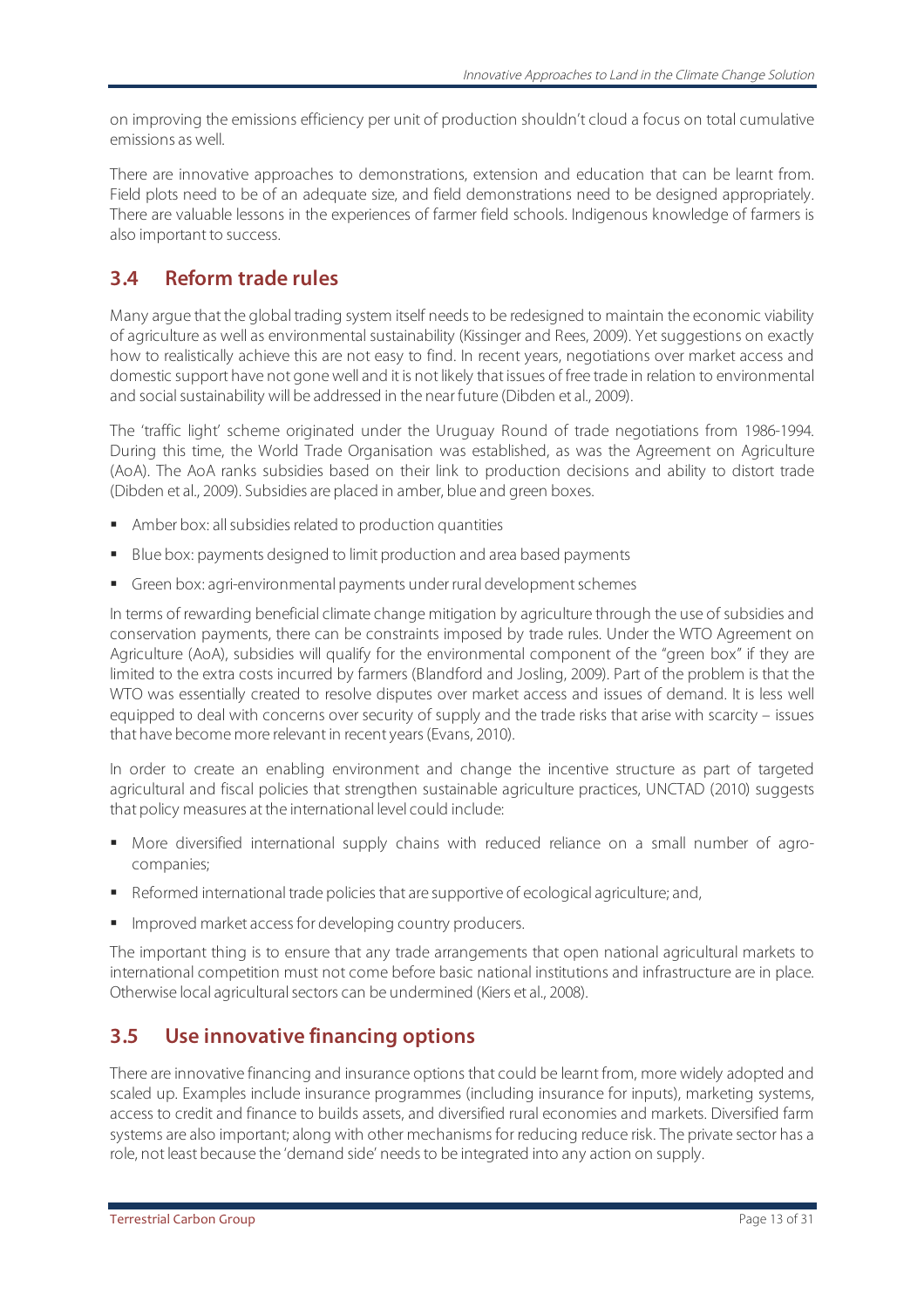on improving the emissions efficiency per unit of production shouldn't cloud a focus on total cumulative emissions as well.

There are innovative approaches to demonstrations, extension and education that can be learnt from. Field plots need to be of an adequate size, and field demonstrations need to be designed appropriately. There are valuable lessons in the experiences of farmer field schools. Indigenous knowledge of farmers is also important to success.

## 3.4 Reform trade rules

Many argue that the global trading system itself needs to be redesigned to maintain the economic viability of agriculture as well as environmental sustainability (Kissinger and Rees, 2009). Yet suggestions on exactly how to realistically achieve this are not easy to find. In recent years, negotiations over market access and domestic support have not gone well and it is not likely that issues of free trade in relation to environmental and social sustainability will be addressed in the near future (Dibden et al., 2009).

The 'traffic light' scheme originated under the Uruguay Round of trade negotiations from 1986-1994. During this time, the World Trade Organisation was established, as was the Agreement on Agriculture (AoA). The AoA ranks subsidies based on their link to production decisions and ability to distort trade (Dibden et al., 2009). Subsidies are placed in amber, blue and green boxes.

- Amber box: all subsidies related to production quantities
- Blue box: payments designed to limit production and area based payments
- Green box: agri-environmental payments under rural development schemes

In terms of rewarding beneficial climate change mitigation by agriculture through the use of subsidies and conservation payments, there can be constraints imposed by trade rules. Under the WTO Agreement on Agriculture (AoA), subsidies will qualify for the environmental component of the "green box" if they are limited to the extra costs incurred by farmers (Blandford and Josling, 2009). Part of the problem is that the WTO was essentially created to resolve disputes over market access and issues of demand. It is less well equipped to deal with concerns over security of supply and the trade risks that arise with scarcity – issues that have become more relevant in recent years (Evans, 2010).

In order to create an enabling environment and change the incentive structure as part of targeted agricultural and fiscal policies that strengthen sustainable agriculture practices, UNCTAD (2010) suggests that policy measures at the international level could include:

- More diversified international supply chains with reduced reliance on a small number of agro-companies;
- Reformed international trade policies that are supportive of ecological agriculture; and,
- Improved market access for developing country producers.

The important thing is to ensure that any trade arrangements that open national agricultural markets to international competition must not come before basic national institutions and infrastructure are in place. Otherwise local agricultural sectors can be undermined (Kiers et al., 2008).

## 3.5 Use innovative financing options

There are innovative financing and insurance options that could be learnt from, more widely adopted and scaled up. Examples include insurance programmes (including insurance for inputs), marketing systems, access to credit and finance to builds assets, and diversified rural economies and markets. Diversified farm systems are also important; along with other mechanisms for reducing reduce risk. The private sector has a role, not least because the 'demand side' needs to be integrated into any action on supply.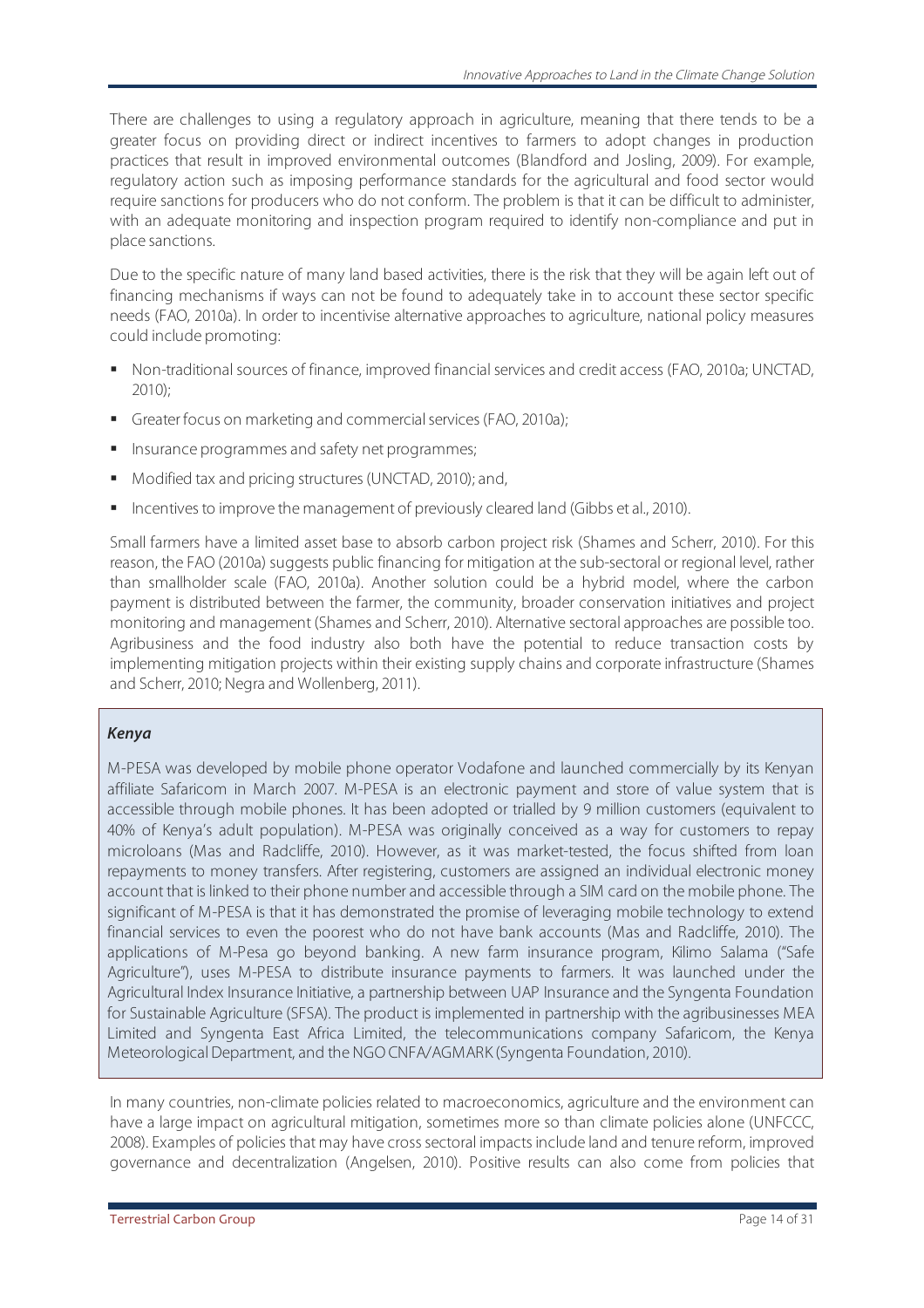There are challenges to using a regulatory approach in agriculture, meaning that there tends to be a greater focus on providing direct or indirect incentives to farmers to adopt changes in production practices that result in improved environmental outcomes (Blandford and Josling, 2009). For example, regulatory action such as imposing performance standards for the agricultural and food sector would require sanctions for producers who do not conform. The problem is that it can be difficult to administer, with an adequate monitoring and inspection program required to identify non-compliance and put in place sanctions.

Due to the specific nature of many land based activities, there is the risk that they will be again left out of financing mechanisms if ways can not be found to adequately take in to account these sector specific needs (FAO, 2010a). In order to incentivise alternative approaches to agriculture, national policy measures could include promoting:

- Non-traditional sources of finance, improved financial services and credit access (FAO, 2010a; UNCTAD, 2010);
- Greater focus on marketing and commercial services (FAO, 2010a);
- Insurance programmes and safety net programmes;
- Modified tax and pricing structures (UNCTAD, 2010); and,
- Incentives to improve the management of previously cleared land (Gibbs et al., 2010).

Small farmers have a limited asset base to absorb carbon project risk (Shames and Scherr, 2010). For this reason, the FAO (2010a) suggests public financing for mitigation at the sub-sectoral or regional level, rather than smallholder scale (FAO, 2010a). Another solution could be a hybrid model, where the carbon payment is distributed between the farmer, the community, broader conservation initiatives and project monitoring and management (Shames and Scherr, 2010). Alternative sectoral approaches are possible too. Agribusiness and the food industry also both have the potential to reduce transaction costs by implementing mitigation projects within their existing supply chains and corporate infrastructure (Shames and Scherr, 2010; Negra and Wollenberg, 2011).

***Kenya***

M-PESA was developed by mobile phone operator Vodafone and launched commercially by its Kenyan affiliate Safaricom in March 2007. M-PESA is an electronic payment and store of value system that is accessible through mobile phones. It has been adopted or trialled by 9 million customers (equivalent to 40% of Kenya's adult population). M-PESA was originally conceived as a way for customers to repay microloans (Mas and Radcliffe, 2010). However, as it was market-tested, the focus shifted from loan repayments to money transfers. After registering, customers are assigned an individual electronic money account that is linked to their phone number and accessible through a SIM card on the mobile phone. The significant of M-PESA is that it has demonstrated the promise of leveraging mobile technology to extend financial services to even the poorest who do not have bank accounts (Mas and Radcliffe, 2010). The applications of M-Pesa go beyond banking. A new farm insurance program, Kilimo Salama ("Safe Agriculture"), uses M-PESA to distribute insurance payments to farmers. It was launched under the Agricultural Index Insurance Initiative, a partnership between UAP Insurance and the Syngenta Foundation for Sustainable Agriculture (SFSA). The product is implemented in partnership with the agribusinesses MEA Limited and Syngenta East Africa Limited, the telecommunications company Safaricom, the Kenya Meteorological Department, and the NGO CNFA/AGMARK (Syngenta Foundation, 2010).

In many countries, non-climate policies related to macroeconomics, agriculture and the environment can have a large impact on agricultural mitigation, sometimes more so than climate policies alone (UNFCCC, 2008). Examples of policies that may have cross sectoral impacts include land and tenure reform, improved governance and decentralization (Angelsen, 2010). Positive results can also come from policies that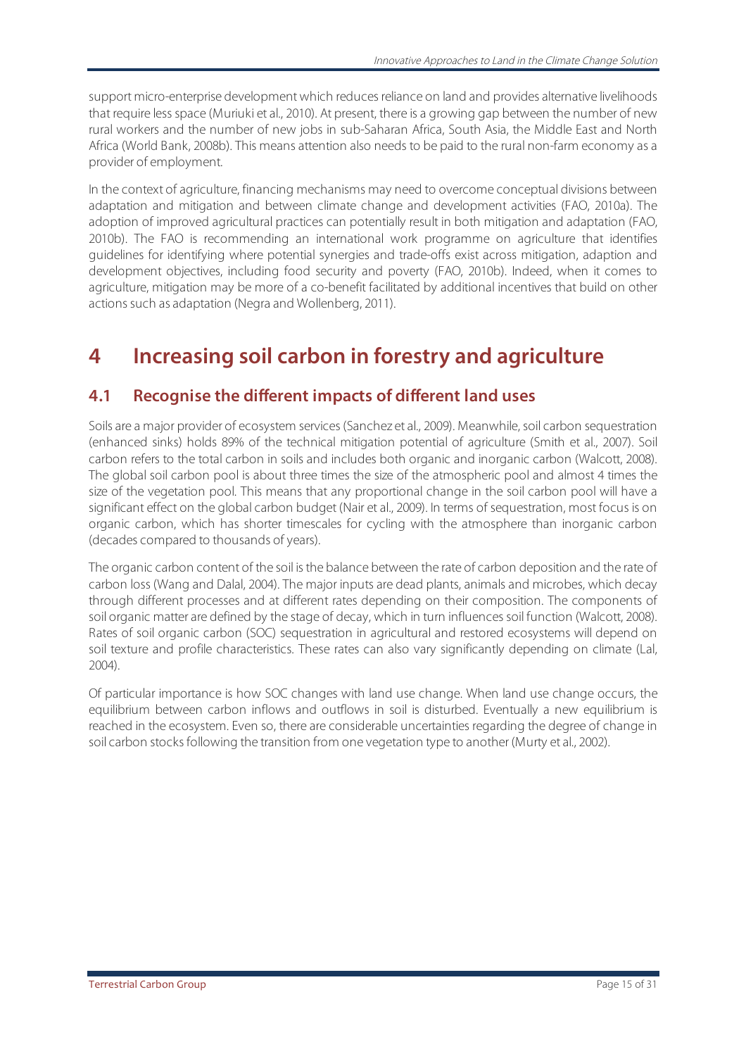support micro-enterprise development which reduces reliance on land and provides alternative livelihoods that require less space (Muriuki et al., 2010). At present, there is a growing gap between the number of new rural workers and the number of new jobs in sub-Saharan Africa, South Asia, the Middle East and North Africa (World Bank, 2008b). This means attention also needs to be paid to the rural non-farm economy as a provider of employment.

In the context of agriculture, financing mechanisms may need to overcome conceptual divisions between adaptation and mitigation and between climate change and development activities (FAO, 2010a). The adoption of improved agricultural practices can potentially result in both mitigation and adaptation (FAO, 2010b). The FAO is recommending an international work programme on agriculture that identifies guidelines for identifying where potential synergies and trade-offs exist across mitigation, adaption and development objectives, including food security and poverty (FAO, 2010b). Indeed, when it comes to agriculture, mitigation may be more of a co-benefit facilitated by additional incentives that build on other actions such as adaptation (Negra and Wollenberg, 2011).

# 4 Increasing soil carbon in forestry and agriculture

## 4.1 Recognise the different impacts of different land uses

Soils are a major provider of ecosystem services (Sanchez et al., 2009). Meanwhile, soil carbon sequestration (enhanced sinks) holds 89% of the technical mitigation potential of agriculture (Smith et al., 2007). Soil carbon refers to the total carbon in soils and includes both organic and inorganic carbon (Walcott, 2008). The global soil carbon pool is about three times the size of the atmospheric pool and almost 4 times the size of the vegetation pool. This means that any proportional change in the soil carbon pool will have a significant effect on the global carbon budget (Nair et al., 2009). In terms of sequestration, most focus is on organic carbon, which has shorter timescales for cycling with the atmosphere than inorganic carbon (decades compared to thousands of years).

The organic carbon content of the soil is the balance between the rate of carbon deposition and the rate of carbon loss (Wang and Dalal, 2004). The major inputs are dead plants, animals and microbes, which decay through different processes and at different rates depending on their composition. The components of soil organic matter are defined by the stage of decay, which in turn influences soil function (Walcott, 2008). Rates of soil organic carbon (SOC) sequestration in agricultural and restored ecosystems will depend on soil texture and profile characteristics. These rates can also vary significantly depending on climate (Lal, 2004).

Of particular importance is how SOC changes with land use change. When land use change occurs, the equilibrium between carbon inflows and outflows in soil is disturbed. Eventually a new equilibrium is reached in the ecosystem. Even so, there are considerable uncertainties regarding the degree of change in soil carbon stocks following the transition from one vegetation type to another (Murty et al., 2002).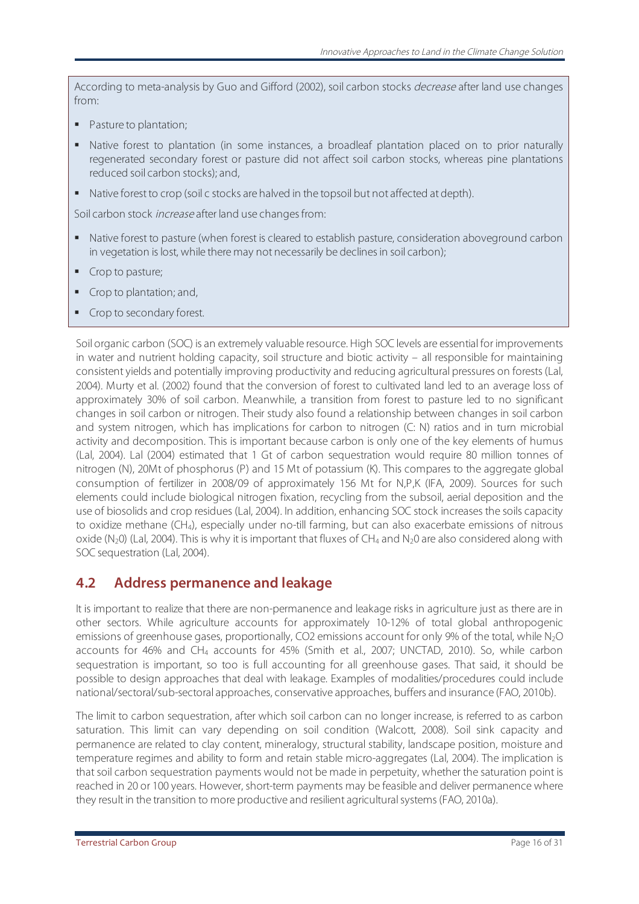According to meta-analysis by Guo and Gifford (2002), soil carbon stocks *decrease* after land use changes from:

- Pasture to plantation;
- Native forest to plantation (in some instances, a broadleaf plantation placed on to prior naturally regenerated secondary forest or pasture did not affect soil carbon stocks, whereas pine plantations reduced soil carbon stocks); and,
- Native forest to crop (soil c stocks are halved in the topsoil but not affected at depth).

Soil carbon stock *increase* after land use changes from:

- Native forest to pasture (when forest is cleared to establish pasture, consideration aboveground carbon in vegetation is lost, while there may not necessarily be declines in soil carbon);
- Crop to pasture;
- Crop to plantation; and,
- Crop to secondary forest.

Soil organic carbon (SOC) is an extremely valuable resource. High SOC levels are essential for improvements in water and nutrient holding capacity, soil structure and biotic activity – all responsible for maintaining consistent yields and potentially improving productivity and reducing agricultural pressures on forests (Lal, 2004). Murty et al. (2002) found that the conversion of forest to cultivated land led to an average loss of approximately 30% of soil carbon. Meanwhile, a transition from forest to pasture led to no significant changes in soil carbon or nitrogen. Their study also found a relationship between changes in soil carbon and system nitrogen, which has implications for carbon to nitrogen (C: N) ratios and in turn microbial activity and decomposition. This is important because carbon is only one of the key elements of humus (Lal, 2004). Lal (2004) estimated that 1 Gt of carbon sequestration would require 80 million tonnes of nitrogen (N), 20Mt of phosphorus (P) and 15 Mt of potassium (K). This compares to the aggregate global consumption of fertilizer in 2008/09 of approximately 156 Mt for N,P,K (IFA, 2009). Sources for such elements could include biological nitrogen fixation, recycling from the subsoil, aerial deposition and the use of biosolids and crop residues (Lal, 2004). In addition, enhancing SOC stock increases the soils capacity to oxidize methane ($CH_4$), especially under no-till farming, but can also exacerbate emissions of nitrous oxide ($N_20$) (Lal, 2004). This is why it is important that fluxes of $CH_4$ and $N_20$ are also considered along with SOC sequestration (Lal, 2004).

## 4.2 Address permanence and leakage

It is important to realize that there are non-permanence and leakage risks in agriculture just as there are in other sectors. While agriculture accounts for approximately 10-12% of total global anthropogenic emissions of greenhouse gases, proportionally, CO2 emissions account for only 9% of the total, while $N_2O$ accounts for 46% and $CH_4$ accounts for 45% (Smith et al., 2007; UNCTAD, 2010). So, while carbon sequestration is important, so too is full accounting for all greenhouse gases. That said, it should be possible to design approaches that deal with leakage. Examples of modalities/procedures could include national/sectoral/sub-sectoral approaches, conservative approaches, buffers and insurance (FAO, 2010b).

The limit to carbon sequestration, after which soil carbon can no longer increase, is referred to as carbon saturation. This limit can vary depending on soil condition (Walcott, 2008). Soil sink capacity and permanence are related to clay content, mineralogy, structural stability, landscape position, moisture and temperature regimes and ability to form and retain stable micro-aggregates (Lal, 2004). The implication is that soil carbon sequestration payments would not be made in perpetuity, whether the saturation point is reached in 20 or 100 years. However, short-term payments may be feasible and deliver permanence where they result in the transition to more productive and resilient agricultural systems (FAO, 2010a).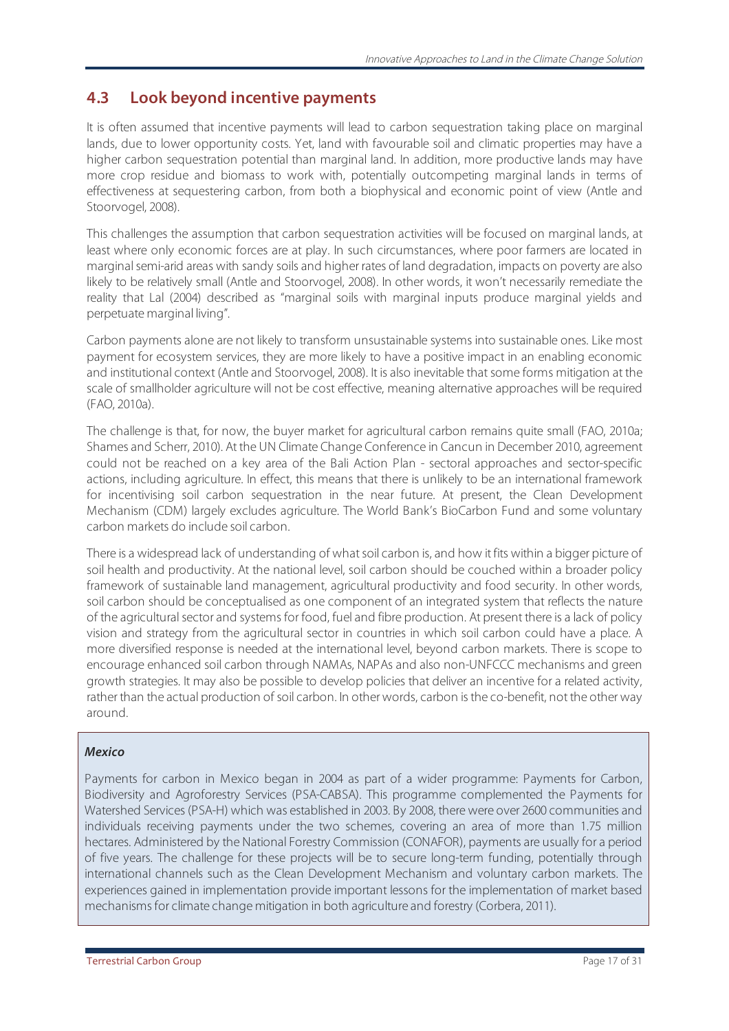## 4.3 Look beyond incentive payments

It is often assumed that incentive payments will lead to carbon sequestration taking place on marginal lands, due to lower opportunity costs. Yet, land with favourable soil and climatic properties may have a higher carbon sequestration potential than marginal land. In addition, more productive lands may have more crop residue and biomass to work with, potentially outcompeting marginal lands in terms of effectiveness at sequestering carbon, from both a biophysical and economic point of view (Antle and Stoorvogel, 2008).

This challenges the assumption that carbon sequestration activities will be focused on marginal lands, at least where only economic forces are at play. In such circumstances, where poor farmers are located in marginal semi-arid areas with sandy soils and higher rates of land degradation, impacts on poverty are also likely to be relatively small (Antle and Stoorvogel, 2008). In other words, it won't necessarily remediate the reality that Lal (2004) described as "marginal soils with marginal inputs produce marginal yields and perpetuate marginal living".

Carbon payments alone are not likely to transform unsustainable systems into sustainable ones. Like most payment for ecosystem services, they are more likely to have a positive impact in an enabling economic and institutional context (Antle and Stoorvogel, 2008). It is also inevitable that some forms mitigation at the scale of smallholder agriculture will not be cost effective, meaning alternative approaches will be required (FAO, 2010a).

The challenge is that, for now, the buyer market for agricultural carbon remains quite small (FAO, 2010a; Shames and Scherr, 2010). At the UN Climate Change Conference in Cancun in December 2010, agreement could not be reached on a key area of the Bali Action Plan - sectoral approaches and sector-specific actions, including agriculture. In effect, this means that there is unlikely to be an international framework for incentivising soil carbon sequestration in the near future. At present, the Clean Development Mechanism (CDM) largely excludes agriculture. The World Bank's BioCarbon Fund and some voluntary carbon markets do include soil carbon.

There is a widespread lack of understanding of what soil carbon is, and how it fits within a bigger picture of soil health and productivity. At the national level, soil carbon should be couched within a broader policy framework of sustainable land management, agricultural productivity and food security. In other words, soil carbon should be conceptualised as one component of an integrated system that reflects the nature of the agricultural sector and systems for food, fuel and fibre production. At present there is a lack of policy vision and strategy from the agricultural sector in countries in which soil carbon could have a place. A more diversified response is needed at the international level, beyond carbon markets. There is scope to encourage enhanced soil carbon through NAMAs, NAPAs and also non-UNFCCC mechanisms and green growth strategies. It may also be possible to develop policies that deliver an incentive for a related activity, rather than the actual production of soil carbon. In other words, carbon is the co-benefit, not the other way around.

> ***Mexico***
>
> Payments for carbon in Mexico began in 2004 as part of a wider programme: Payments for Carbon, Biodiversity and Agroforestry Services (PSA-CABSA). This programme complemented the Payments for Watershed Services (PSA-H) which was established in 2003. By 2008, there were over 2600 communities and individuals receiving payments under the two schemes, covering an area of more than 1.75 million hectares. Administered by the National Forestry Commission (CONAFOR), payments are usually for a period of five years. The challenge for these projects will be to secure long-term funding, potentially through international channels such as the Clean Development Mechanism and voluntary carbon markets. The experiences gained in implementation provide important lessons for the implementation of market based mechanisms for climate change mitigation in both agriculture and forestry (Corbera, 2011).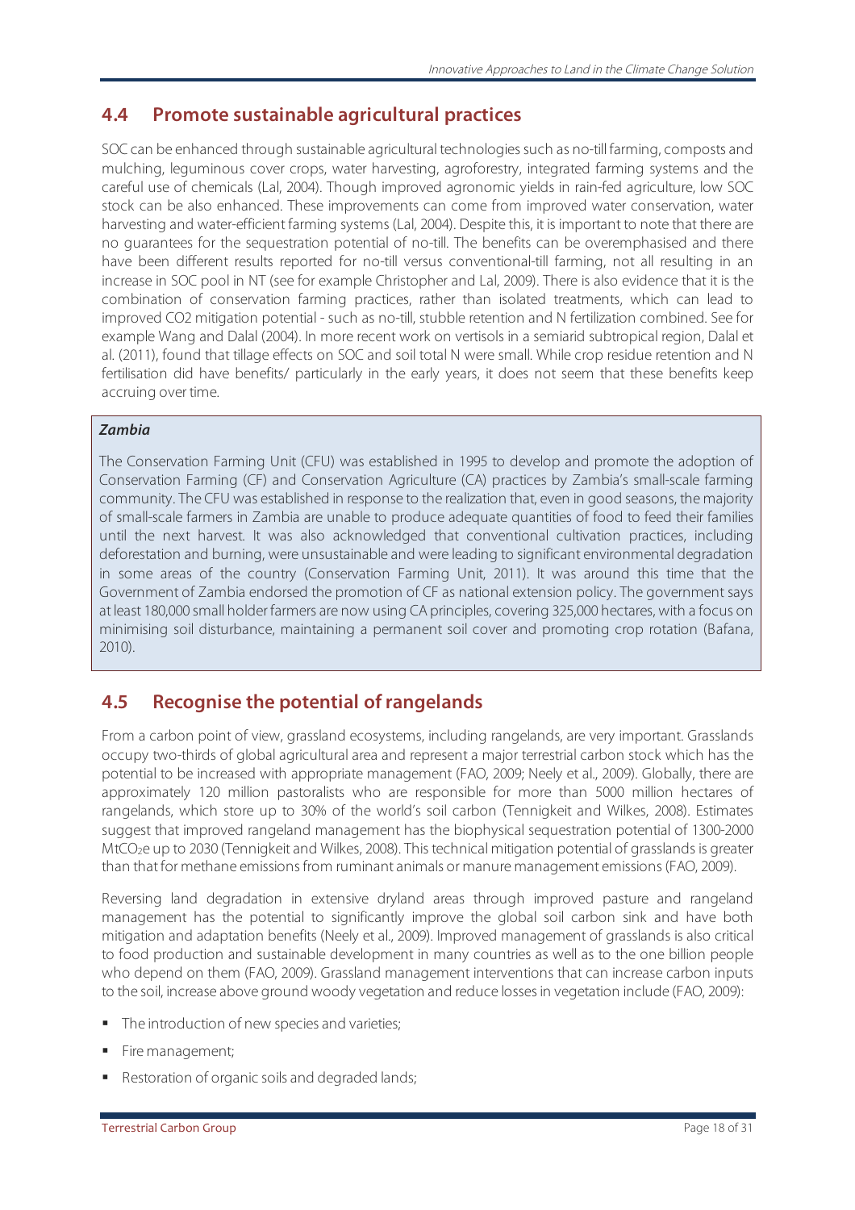## 4.4 Promote sustainable agricultural practices

SOC can be enhanced through sustainable agricultural technologies such as no-till farming, composts and mulching, leguminous cover crops, water harvesting, agroforestry, integrated farming systems and the careful use of chemicals (Lal, 2004). Though improved agronomic yields in rain-fed agriculture, low SOC stock can be also enhanced. These improvements can come from improved water conservation, water harvesting and water-efficient farming systems (Lal, 2004). Despite this, it is important to note that there are no guarantees for the sequestration potential of no-till. The benefits can be overemphasised and there have been different results reported for no-till versus conventional-till farming, not all resulting in an increase in SOC pool in NT (see for example Christopher and Lal, 2009). There is also evidence that it is the combination of conservation farming practices, rather than isolated treatments, which can lead to improved CO2 mitigation potential - such as no-till, stubble retention and N fertilization combined. See for example Wang and Dalal (2004). In more recent work on vertisols in a semiarid subtropical region, Dalal et al. (2011), found that tillage effects on SOC and soil total N were small. While crop residue retention and N fertilisation did have benefits/ particularly in the early years, it does not seem that these benefits keep accruing over time.

***Zambia***

The Conservation Farming Unit (CFU) was established in 1995 to develop and promote the adoption of Conservation Farming (CF) and Conservation Agriculture (CA) practices by Zambia's small-scale farming community. The CFU was established in response to the realization that, even in good seasons, the majority of small-scale farmers in Zambia are unable to produce adequate quantities of food to feed their families until the next harvest. It was also acknowledged that conventional cultivation practices, including deforestation and burning, were unsustainable and were leading to significant environmental degradation in some areas of the country (Conservation Farming Unit, 2011). It was around this time that the Government of Zambia endorsed the promotion of CF as national extension policy. The government says at least 180,000 small holder farmers are now using CA principles, covering 325,000 hectares, with a focus on minimising soil disturbance, maintaining a permanent soil cover and promoting crop rotation (Bafana, 2010).

## 4.5 Recognise the potential of rangelands

From a carbon point of view, grassland ecosystems, including rangelands, are very important. Grasslands occupy two-thirds of global agricultural area and represent a major terrestrial carbon stock which has the potential to be increased with appropriate management (FAO, 2009; Neely et al., 2009). Globally, there are approximately 120 million pastoralists who are responsible for more than 5000 million hectares of rangelands, which store up to 30% of the world's soil carbon (Tennigkeit and Wilkes, 2008). Estimates suggest that improved rangeland management has the biophysical sequestration potential of 1300-2000 $MtCO_2e$ up to 2030 (Tennigkeit and Wilkes, 2008). This technical mitigation potential of grasslands is greater than that for methane emissions from ruminant animals or manure management emissions (FAO, 2009).

Reversing land degradation in extensive dryland areas through improved pasture and rangeland management has the potential to significantly improve the global soil carbon sink and have both mitigation and adaptation benefits (Neely et al., 2009). Improved management of grasslands is also critical to food production and sustainable development in many countries as well as to the one billion people who depend on them (FAO, 2009). Grassland management interventions that can increase carbon inputs to the soil, increase above ground woody vegetation and reduce losses in vegetation include (FAO, 2009):

- The introduction of new species and varieties;
- Fire management;
- Restoration of organic soils and degraded lands;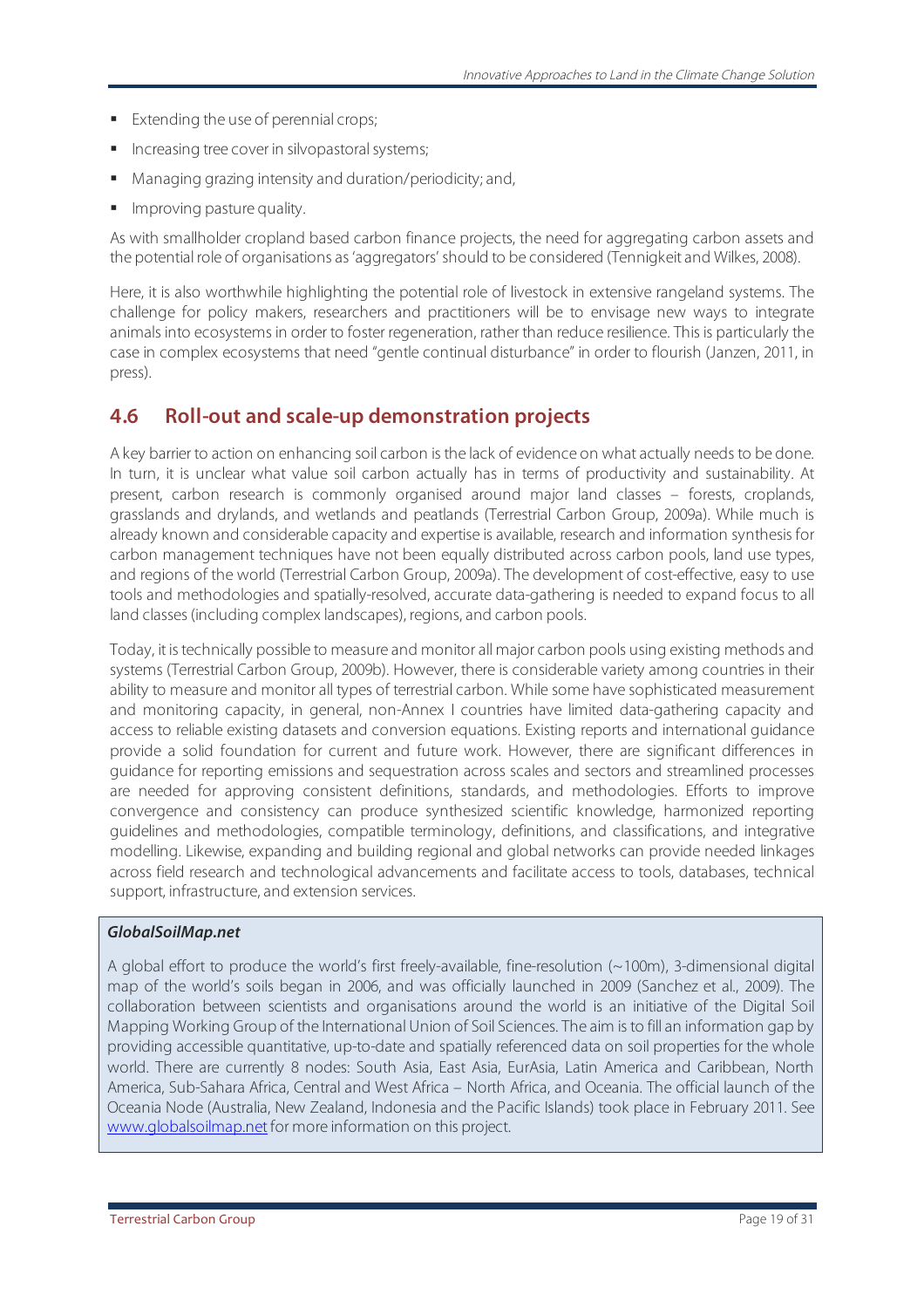- Extending the use of perennial crops;
- Increasing tree cover in silvopastoral systems;
- Managing grazing intensity and duration/periodicity; and,
- Improving pasture quality.

As with smallholder cropland based carbon finance projects, the need for aggregating carbon assets and the potential role of organisations as 'aggregators' should to be considered (Tennigkeit and Wilkes, 2008).

Here, it is also worthwhile highlighting the potential role of livestock in extensive rangeland systems. The challenge for policy makers, researchers and practitioners will be to envisage new ways to integrate animals into ecosystems in order to foster regeneration, rather than reduce resilience. This is particularly the case in complex ecosystems that need "gentle continual disturbance" in order to flourish (Janzen, 2011, in press).

## 4.6 Roll-out and scale-up demonstration projects

A key barrier to action on enhancing soil carbon is the lack of evidence on what actually needs to be done. In turn, it is unclear what value soil carbon actually has in terms of productivity and sustainability. At present, carbon research is commonly organised around major land classes – forests, croplands, grasslands and drylands, and wetlands and peatlands (Terrestrial Carbon Group, 2009a). While much is already known and considerable capacity and expertise is available, research and information synthesis for carbon management techniques have not been equally distributed across carbon pools, land use types, and regions of the world (Terrestrial Carbon Group, 2009a). The development of cost-effective, easy to use tools and methodologies and spatially-resolved, accurate data-gathering is needed to expand focus to all land classes (including complex landscapes), regions, and carbon pools.

Today, it is technically possible to measure and monitor all major carbon pools using existing methods and systems (Terrestrial Carbon Group, 2009b). However, there is considerable variety among countries in their ability to measure and monitor all types of terrestrial carbon. While some have sophisticated measurement and monitoring capacity, in general, non-Annex I countries have limited data-gathering capacity and access to reliable existing datasets and conversion equations. Existing reports and international guidance provide a solid foundation for current and future work. However, there are significant differences in guidance for reporting emissions and sequestration across scales and sectors and streamlined processes are needed for approving consistent definitions, standards, and methodologies. Efforts to improve convergence and consistency can produce synthesized scientific knowledge, harmonized reporting guidelines and methodologies, compatible terminology, definitions, and classifications, and integrative modelling. Likewise, expanding and building regional and global networks can provide needed linkages across field research and technological advancements and facilitate access to tools, databases, technical support, infrastructure, and extension services.

> ***GlobalSoilMap.net***
>
> A global effort to produce the world's first freely-available, fine-resolution (~100m), 3-dimensional digital map of the world's soils began in 2006, and was officially launched in 2009 (Sanchez et al., 2009). The collaboration between scientists and organisations around the world is an initiative of the Digital Soil Mapping Working Group of the International Union of Soil Sciences. The aim is to fill an information gap by providing accessible quantitative, up-to-date and spatially referenced data on soil properties for the whole world. There are currently 8 nodes: South Asia, East Asia, EurAsia, Latin America and Caribbean, North America, Sub-Sahara Africa, Central and West Africa – North Africa, and Oceania. The official launch of the Oceania Node (Australia, New Zealand, Indonesia and the Pacific Islands) took place in February 2011. See www.globalsoilmap.net for more information on this project.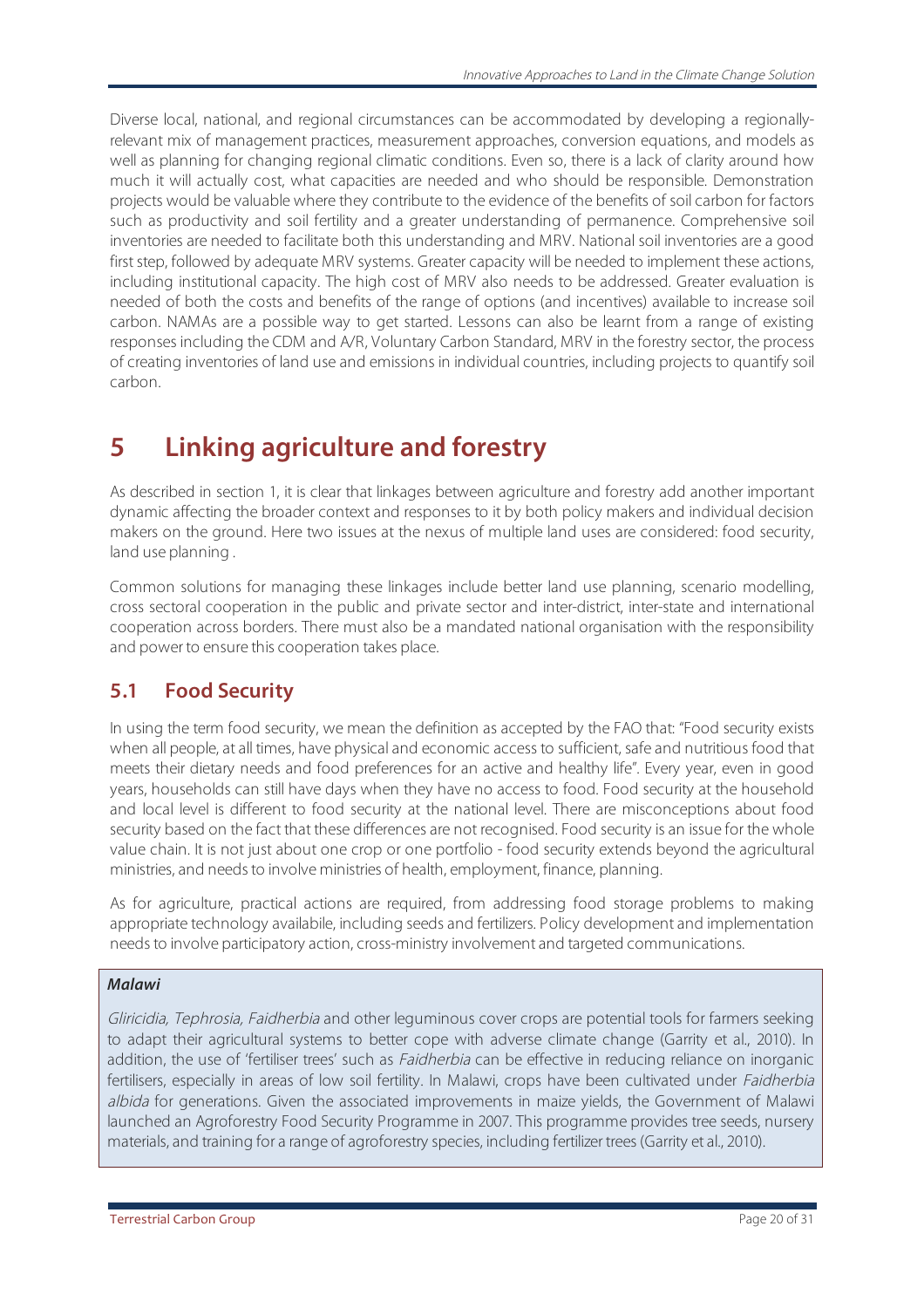Diverse local, national, and regional circumstances can be accommodated by developing a regionally-relevant mix of management practices, measurement approaches, conversion equations, and models as well as planning for changing regional climatic conditions. Even so, there is a lack of clarity around how much it will actually cost, what capacities are needed and who should be responsible. Demonstration projects would be valuable where they contribute to the evidence of the benefits of soil carbon for factors such as productivity and soil fertility and a greater understanding of permanence. Comprehensive soil inventories are needed to facilitate both this understanding and MRV. National soil inventories are a good first step, followed by adequate MRV systems. Greater capacity will be needed to implement these actions, including institutional capacity. The high cost of MRV also needs to be addressed. Greater evaluation is needed of both the costs and benefits of the range of options (and incentives) available to increase soil carbon. NAMAs are a possible way to get started. Lessons can also be learnt from a range of existing responses including the CDM and A/R, Voluntary Carbon Standard, MRV in the forestry sector, the process of creating inventories of land use and emissions in individual countries, including projects to quantify soil carbon.

# 5 Linking agriculture and forestry

As described in section 1, it is clear that linkages between agriculture and forestry add another important dynamic affecting the broader context and responses to it by both policy makers and individual decision makers on the ground. Here two issues at the nexus of multiple land uses are considered: food security, land use planning .

Common solutions for managing these linkages include better land use planning, scenario modelling, cross sectoral cooperation in the public and private sector and inter-district, inter-state and international cooperation across borders. There must also be a mandated national organisation with the responsibility and power to ensure this cooperation takes place.

## 5.1 Food Security

In using the term food security, we mean the definition as accepted by the FAO that: "Food security exists when all people, at all times, have physical and economic access to sufficient, safe and nutritious food that meets their dietary needs and food preferences for an active and healthy life". Every year, even in good years, households can still have days when they have no access to food. Food security at the household and local level is different to food security at the national level. There are misconceptions about food security based on the fact that these differences are not recognised. Food security is an issue for the whole value chain. It is not just about one crop or one portfolio - food security extends beyond the agricultural ministries, and needs to involve ministries of health, employment, finance, planning.

As for agriculture, practical actions are required, from addressing food storage problems to making appropriate technology availabile, including seeds and fertilizers. Policy development and implementation needs to involve participatory action, cross-ministry involvement and targeted communications.

> ***Malawi***
>
> *Gliricidia, Tephrosia, Faidherbia* and other leguminous cover crops are potential tools for farmers seeking to adapt their agricultural systems to better cope with adverse climate change (Garrity et al., 2010). In addition, the use of 'fertiliser trees' such as *Faidherbia* can be effective in reducing reliance on inorganic fertilisers, especially in areas of low soil fertility. In Malawi, crops have been cultivated under *Faidherbia albida* for generations. Given the associated improvements in maize yields, the Government of Malawi launched an Agroforestry Food Security Programme in 2007. This programme provides tree seeds, nursery materials, and training for a range of agroforestry species, including fertilizer trees (Garrity et al., 2010).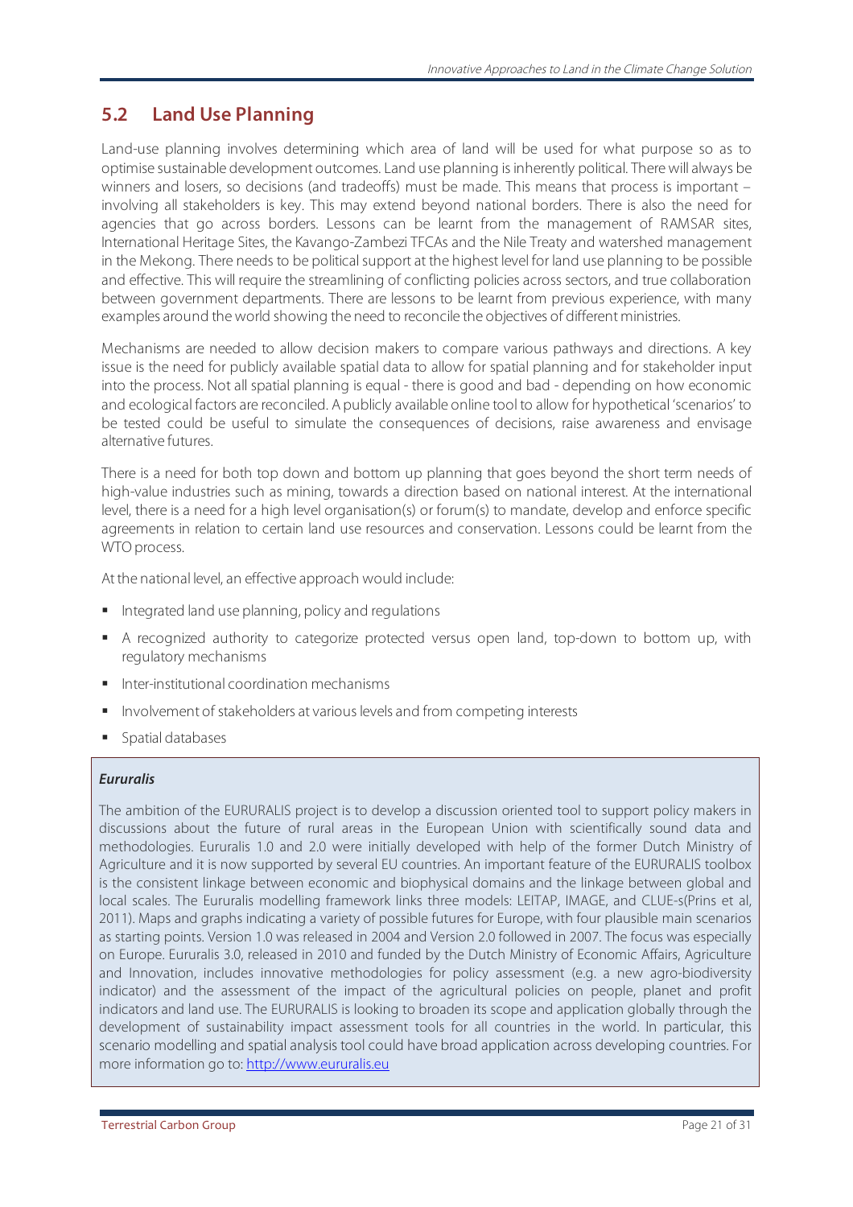## 5.2 Land Use Planning

Land-use planning involves determining which area of land will be used for what purpose so as to optimise sustainable development outcomes. Land use planning is inherently political. There will always be winners and losers, so decisions (and tradeoffs) must be made. This means that process is important – involving all stakeholders is key. This may extend beyond national borders. There is also the need for agencies that go across borders. Lessons can be learnt from the management of RAMSAR sites, International Heritage Sites, the Kavango-Zambezi TFCAs and the Nile Treaty and watershed management in the Mekong. There needs to be political support at the highest level for land use planning to be possible and effective. This will require the streamlining of conflicting policies across sectors, and true collaboration between government departments. There are lessons to be learnt from previous experience, with many examples around the world showing the need to reconcile the objectives of different ministries.

Mechanisms are needed to allow decision makers to compare various pathways and directions. A key issue is the need for publicly available spatial data to allow for spatial planning and for stakeholder input into the process. Not all spatial planning is equal - there is good and bad - depending on how economic and ecological factors are reconciled. A publicly available online tool to allow for hypothetical 'scenarios' to be tested could be useful to simulate the consequences of decisions, raise awareness and envisage alternative futures.

There is a need for both top down and bottom up planning that goes beyond the short term needs of high-value industries such as mining, towards a direction based on national interest. At the international level, there is a need for a high level organisation(s) or forum(s) to mandate, develop and enforce specific agreements in relation to certain land use resources and conservation. Lessons could be learnt from the WTO process.

At the national level, an effective approach would include:

- Integrated land use planning, policy and regulations
- A recognized authority to categorize protected versus open land, top-down to bottom up, with regulatory mechanisms
- Inter-institutional coordination mechanisms
- Involvement of stakeholders at various levels and from competing interests
- Spatial databases

***Eururalis***

The ambition of the EURURALIS project is to develop a discussion oriented tool to support policy makers in discussions about the future of rural areas in the European Union with scientifically sound data and methodologies. Eururalis 1.0 and 2.0 were initially developed with help of the former Dutch Ministry of Agriculture and it is now supported by several EU countries. An important feature of the EURURALIS toolbox is the consistent linkage between economic and biophysical domains and the linkage between global and local scales. The Eururalis modelling framework links three models: LEITAP, IMAGE, and CLUE-s(Prins et al, 2011). Maps and graphs indicating a variety of possible futures for Europe, with four plausible main scenarios as starting points. Version 1.0 was released in 2004 and Version 2.0 followed in 2007. The focus was especially on Europe. Eururalis 3.0, released in 2010 and funded by the Dutch Ministry of Economic Affairs, Agriculture and Innovation, includes innovative methodologies for policy assessment (e.g. a new agro-biodiversity indicator) and the assessment of the impact of the agricultural policies on people, planet and profit indicators and land use. The EURURALIS is looking to broaden its scope and application globally through the development of sustainability impact assessment tools for all countries in the world. In particular, this scenario modelling and spatial analysis tool could have broad application across developing countries. For more information go to: http://www.eururalis.eu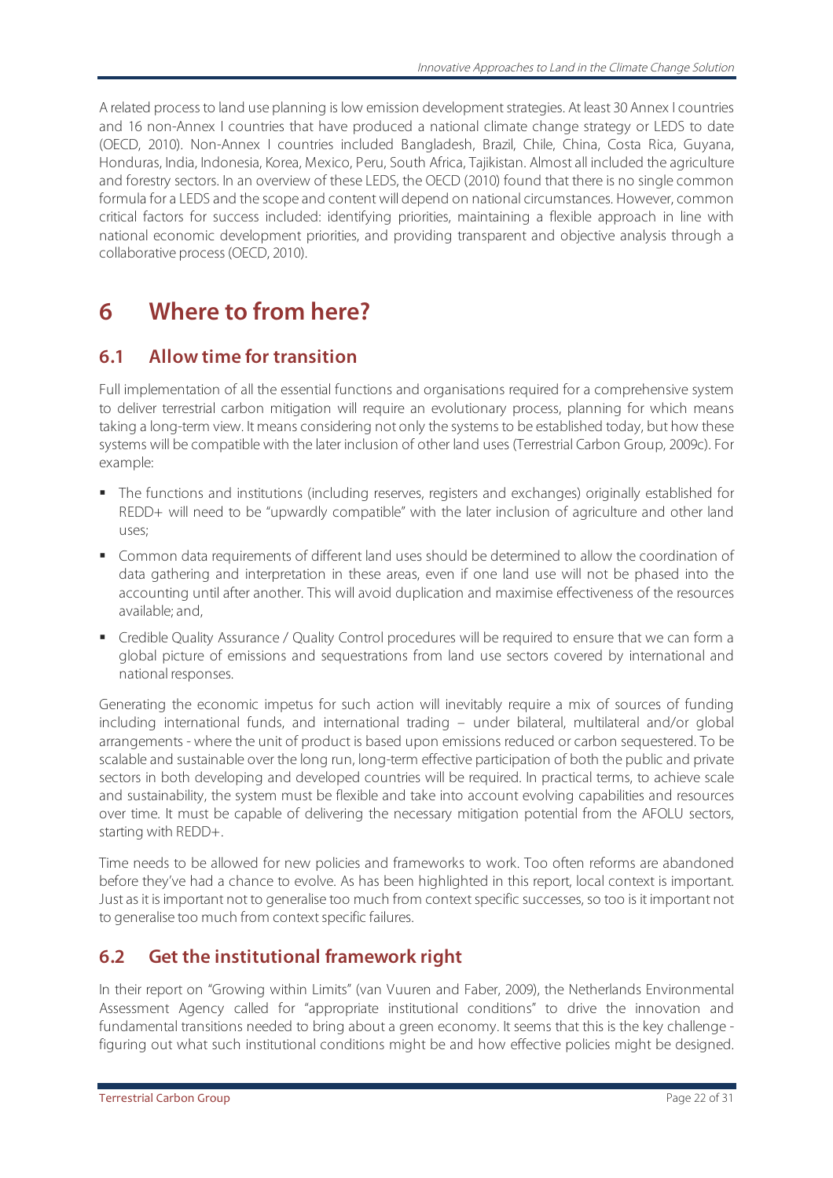A related process to land use planning is low emission development strategies. At least 30 Annex I countries and 16 non-Annex I countries that have produced a national climate change strategy or LEDS to date (OECD, 2010). Non-Annex I countries included Bangladesh, Brazil, Chile, China, Costa Rica, Guyana, Honduras, India, Indonesia, Korea, Mexico, Peru, South Africa, Tajikistan. Almost all included the agriculture and forestry sectors. In an overview of these LEDS, the OECD (2010) found that there is no single common formula for a LEDS and the scope and content will depend on national circumstances. However, common critical factors for success included: identifying priorities, maintaining a flexible approach in line with national economic development priorities, and providing transparent and objective analysis through a collaborative process (OECD, 2010).

# 6 Where to from here?

## 6.1 Allow time for transition

Full implementation of all the essential functions and organisations required for a comprehensive system to deliver terrestrial carbon mitigation will require an evolutionary process, planning for which means taking a long-term view. It means considering not only the systems to be established today, but how these systems will be compatible with the later inclusion of other land uses (Terrestrial Carbon Group, 2009c). For example:

- The functions and institutions (including reserves, registers and exchanges) originally established for REDD+ will need to be "upwardly compatible" with the later inclusion of agriculture and other land uses;
- Common data requirements of different land uses should be determined to allow the coordination of data gathering and interpretation in these areas, even if one land use will not be phased into the accounting until after another. This will avoid duplication and maximise effectiveness of the resources available; and,
- Credible Quality Assurance / Quality Control procedures will be required to ensure that we can form a global picture of emissions and sequestrations from land use sectors covered by international and national responses.

Generating the economic impetus for such action will inevitably require a mix of sources of funding including international funds, and international trading – under bilateral, multilateral and/or global arrangements - where the unit of product is based upon emissions reduced or carbon sequestered. To be scalable and sustainable over the long run, long-term effective participation of both the public and private sectors in both developing and developed countries will be required. In practical terms, to achieve scale and sustainability, the system must be flexible and take into account evolving capabilities and resources over time. It must be capable of delivering the necessary mitigation potential from the AFOLU sectors, starting with REDD+.

Time needs to be allowed for new policies and frameworks to work. Too often reforms are abandoned before they've had a chance to evolve. As has been highlighted in this report, local context is important. Just as it is important not to generalise too much from context specific successes, so too is it important not to generalise too much from context specific failures.

## 6.2 Get the institutional framework right

In their report on "Growing within Limits" (van Vuuren and Faber, 2009), the Netherlands Environmental Assessment Agency called for "appropriate institutional conditions" to drive the innovation and fundamental transitions needed to bring about a green economy. It seems that this is the key challenge - figuring out what such institutional conditions might be and how effective policies might be designed.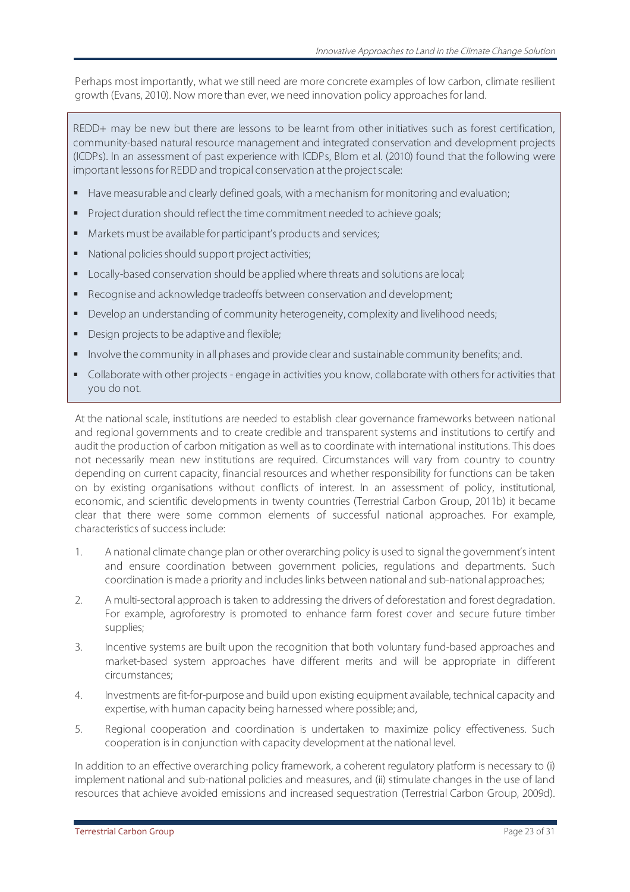Perhaps most importantly, what we still need are more concrete examples of low carbon, climate resilient growth (Evans, 2010). Now more than ever, we need innovation policy approaches for land.

> REDD+ may be new but there are lessons to be learnt from other initiatives such as forest certification, community-based natural resource management and integrated conservation and development projects (ICDPs). In an assessment of past experience with ICDPs, Blom et al. (2010) found that the following were important lessons for REDD and tropical conservation at the project scale:
>
> - Have measurable and clearly defined goals, with a mechanism for monitoring and evaluation;
> - Project duration should reflect the time commitment needed to achieve goals;
> - Markets must be available for participant's products and services;
> - National policies should support project activities;
> - Locally-based conservation should be applied where threats and solutions are local;
> - Recognise and acknowledge tradeoffs between conservation and development;
> - Develop an understanding of community heterogeneity, complexity and livelihood needs;
> - Design projects to be adaptive and flexible;
> - Involve the community in all phases and provide clear and sustainable community benefits; and.
> - Collaborate with other projects - engage in activities you know, collaborate with others for activities that you do not.

At the national scale, institutions are needed to establish clear governance frameworks between national and regional governments and to create credible and transparent systems and institutions to certify and audit the production of carbon mitigation as well as to coordinate with international institutions. This does not necessarily mean new institutions are required. Circumstances will vary from country to country depending on current capacity, financial resources and whether responsibility for functions can be taken on by existing organisations without conflicts of interest. In an assessment of policy, institutional, economic, and scientific developments in twenty countries (Terrestrial Carbon Group, 2011b) it became clear that there were some common elements of successful national approaches. For example, characteristics of success include:

1. A national climate change plan or other overarching policy is used to signal the government's intent and ensure coordination between government policies, regulations and departments. Such coordination is made a priority and includes links between national and sub-national approaches;
2. A multi-sectoral approach is taken to addressing the drivers of deforestation and forest degradation. For example, agroforestry is promoted to enhance farm forest cover and secure future timber supplies;
3. Incentive systems are built upon the recognition that both voluntary fund-based approaches and market-based system approaches have different merits and will be appropriate in different circumstances;
4. Investments are fit-for-purpose and build upon existing equipment available, technical capacity and expertise, with human capacity being harnessed where possible; and,
5. Regional cooperation and coordination is undertaken to maximize policy effectiveness. Such cooperation is in conjunction with capacity development at the national level.

In addition to an effective overarching policy framework, a coherent regulatory platform is necessary to (i) implement national and sub-national policies and measures, and (ii) stimulate changes in the use of land resources that achieve avoided emissions and increased sequestration (Terrestrial Carbon Group, 2009d).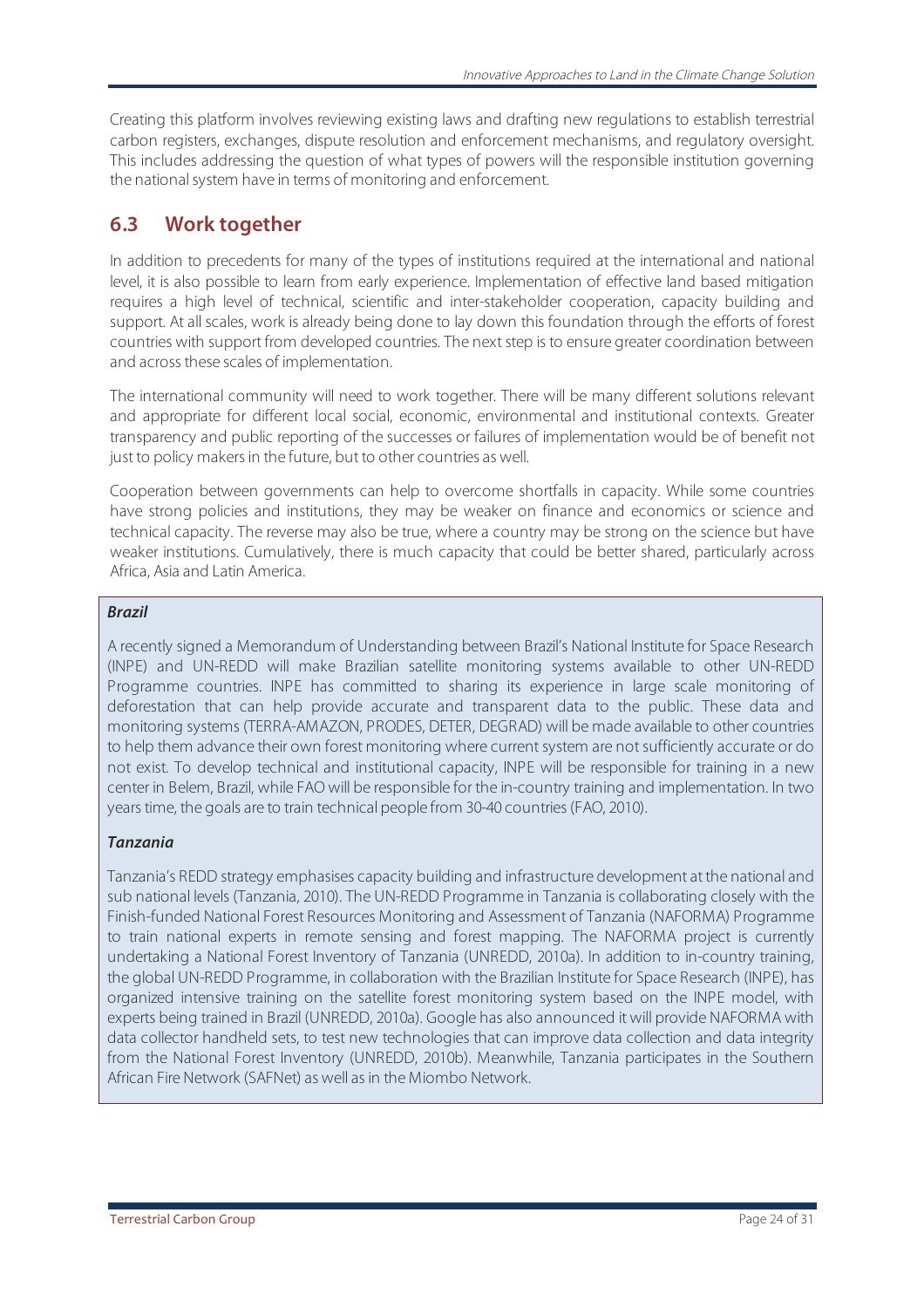Creating this platform involves reviewing existing laws and drafting new regulations to establish terrestrial carbon registers, exchanges, dispute resolution and enforcement mechanisms, and regulatory oversight. This includes addressing the question of what types of powers will the responsible institution governing the national system have in terms of monitoring and enforcement.

## 6.3 Work together

In addition to precedents for many of the types of institutions required at the international and national level, it is also possible to learn from early experience. Implementation of effective land based mitigation requires a high level of technical, scientific and inter-stakeholder cooperation, capacity building and support. At all scales, work is already being done to lay down this foundation through the efforts of forest countries with support from developed countries. The next step is to ensure greater coordination between and across these scales of implementation.

The international community will need to work together. There will be many different solutions relevant and appropriate for different local social, economic, environmental and institutional contexts. Greater transparency and public reporting of the successes or failures of implementation would be of benefit not just to policy makers in the future, but to other countries as well.

Cooperation between governments can help to overcome shortfalls in capacity. While some countries have strong policies and institutions, they may be weaker on finance and economics or science and technical capacity. The reverse may also be true, where a country may be strong on the science but have weaker institutions. Cumulatively, there is much capacity that could be better shared, particularly across Africa, Asia and Latin America.

***Brazil***

A recently signed a Memorandum of Understanding between Brazil's National Institute for Space Research (INPE) and UN-REDD will make Brazilian satellite monitoring systems available to other UN-REDD Programme countries. INPE has committed to sharing its experience in large scale monitoring of deforestation that can help provide accurate and transparent data to the public. These data and monitoring systems (TERRA-AMAZON, PRODES, DETER, DEGRAD) will be made available to other countries to help them advance their own forest monitoring where current system are not sufficiently accurate or do not exist. To develop technical and institutional capacity, INPE will be responsible for training in a new center in Belem, Brazil, while FAO will be responsible for the in-country training and implementation. In two years time, the goals are to train technical people from 30-40 countries (FAO, 2010).

***Tanzania***

Tanzania's REDD strategy emphasises capacity building and infrastructure development at the national and sub national levels (Tanzania, 2010). The UN-REDD Programme in Tanzania is collaborating closely with the Finish-funded National Forest Resources Monitoring and Assessment of Tanzania (NAFORMA) Programme to train national experts in remote sensing and forest mapping. The NAFORMA project is currently undertaking a National Forest Inventory of Tanzania (UNREDD, 2010a). In addition to in-country training, the global UN-REDD Programme, in collaboration with the Brazilian Institute for Space Research (INPE), has organized intensive training on the satellite forest monitoring system based on the INPE model, with experts being trained in Brazil (UNREDD, 2010a). Google has also announced it will provide NAFORMA with data collector handheld sets, to test new technologies that can improve data collection and data integrity from the National Forest Inventory (UNREDD, 2010b). Meanwhile, Tanzania participates in the Southern African Fire Network (SAFNet) as well as in the Miombo Network.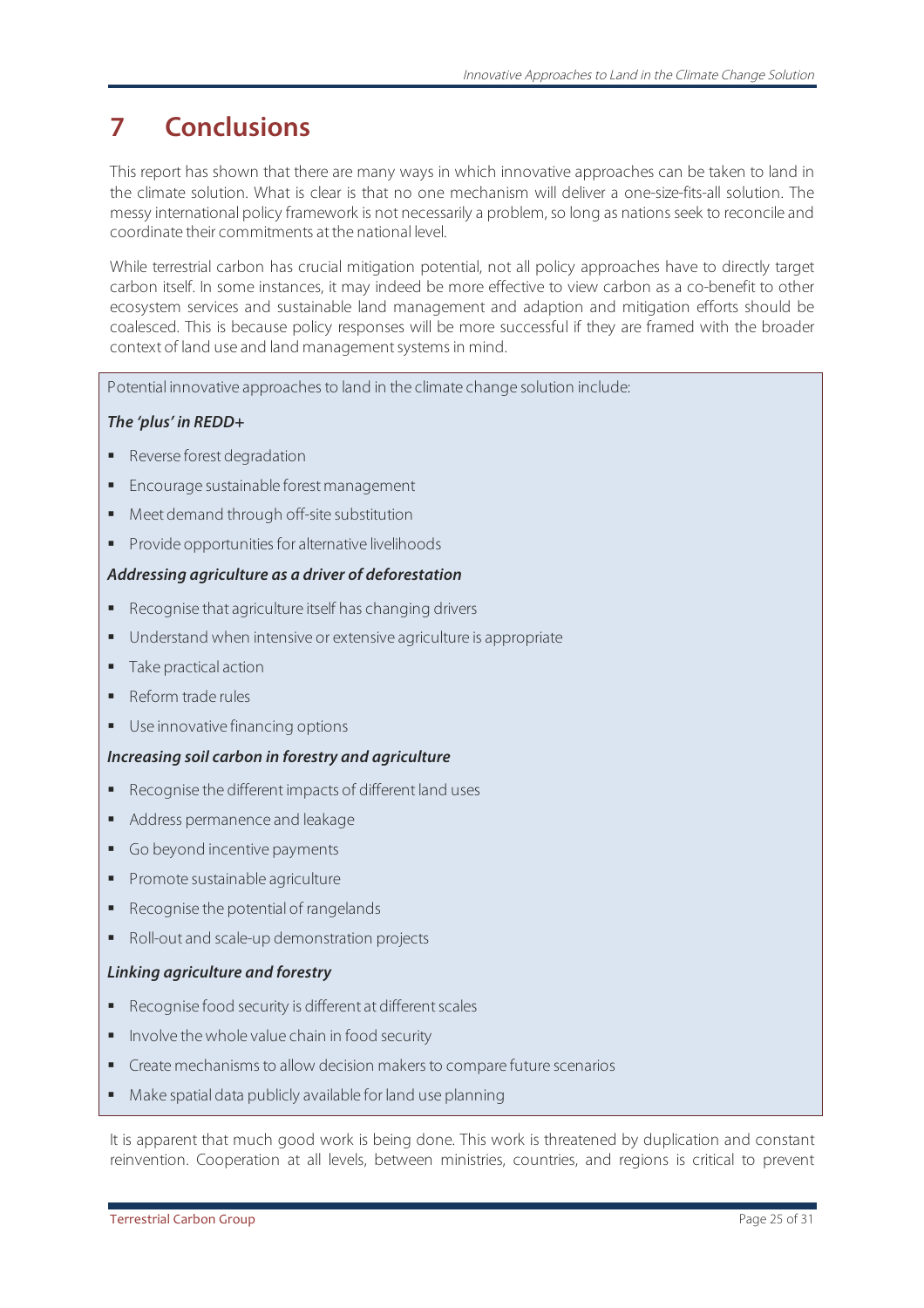# 7 Conclusions

This report has shown that there are many ways in which innovative approaches can be taken to land in the climate solution. What is clear is that no one mechanism will deliver a one-size-fits-all solution. The messy international policy framework is not necessarily a problem, so long as nations seek to reconcile and coordinate their commitments at the national level.

While terrestrial carbon has crucial mitigation potential, not all policy approaches have to directly target carbon itself. In some instances, it may indeed be more effective to view carbon as a co-benefit to other ecosystem services and sustainable land management and adaption and mitigation efforts should be coalesced. This is because policy responses will be more successful if they are framed with the broader context of land use and land management systems in mind.

Potential innovative approaches to land in the climate change solution include:

***The 'plus' in REDD+***

- Reverse forest degradation
- Encourage sustainable forest management
- Meet demand through off-site substitution
- Provide opportunities for alternative livelihoods

***Addressing agriculture as a driver of deforestation***

- Recognise that agriculture itself has changing drivers
- Understand when intensive or extensive agriculture is appropriate
- Take practical action
- Reform trade rules
- Use innovative financing options

***Increasing soil carbon in forestry and agriculture***

- Recognise the different impacts of different land uses
- Address permanence and leakage
- Go beyond incentive payments
- Promote sustainable agriculture
- Recognise the potential of rangelands
- Roll-out and scale-up demonstration projects

***Linking agriculture and forestry***

- Recognise food security is different at different scales
- Involve the whole value chain in food security
- Create mechanisms to allow decision makers to compare future scenarios
- Make spatial data publicly available for land use planning

It is apparent that much good work is being done. This work is threatened by duplication and constant reinvention. Cooperation at all levels, between ministries, countries, and regions is critical to prevent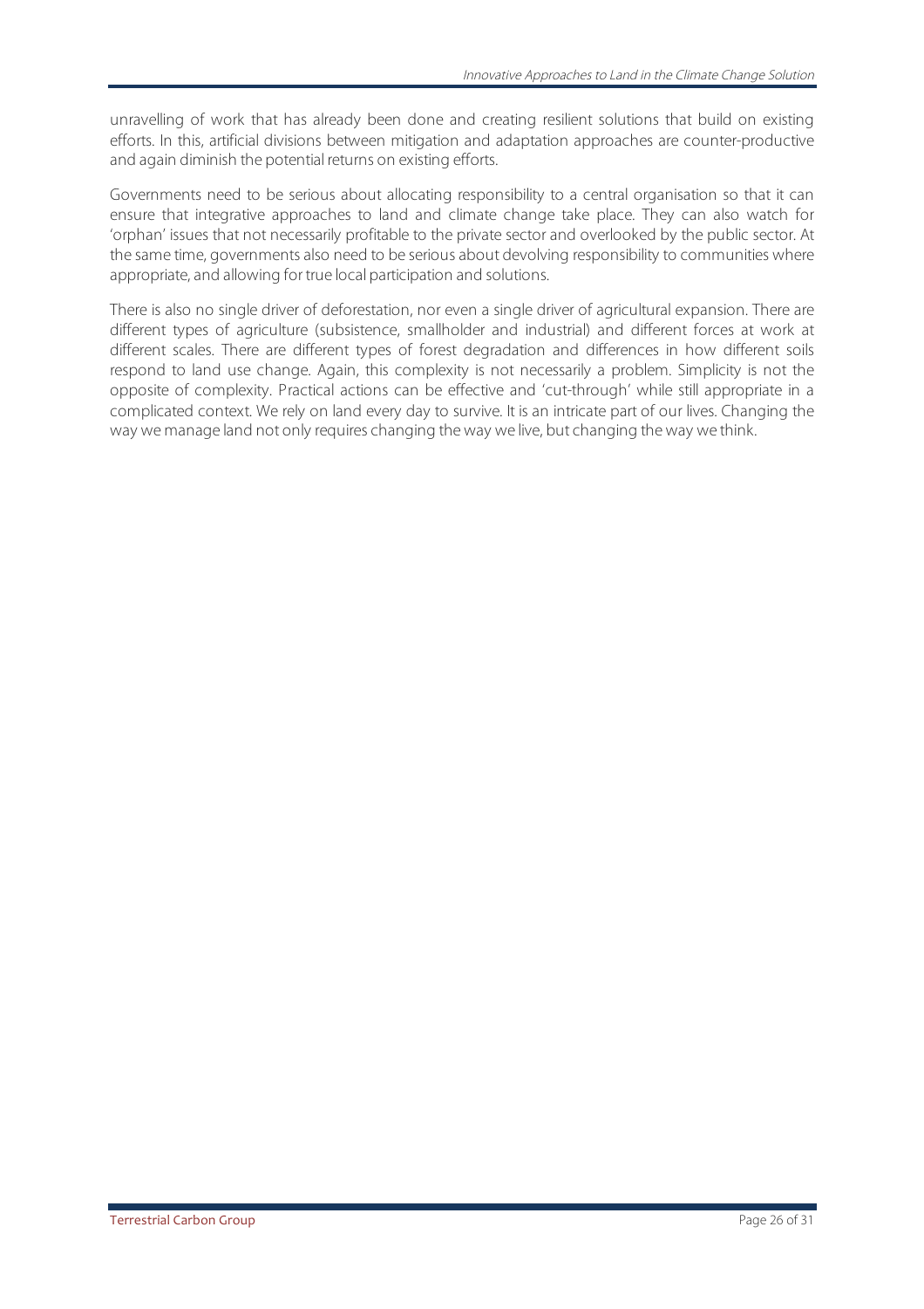unravelling of work that has already been done and creating resilient solutions that build on existing efforts. In this, artificial divisions between mitigation and adaptation approaches are counter-productive and again diminish the potential returns on existing efforts.

Governments need to be serious about allocating responsibility to a central organisation so that it can ensure that integrative approaches to land and climate change take place. They can also watch for 'orphan' issues that not necessarily profitable to the private sector and overlooked by the public sector. At the same time, governments also need to be serious about devolving responsibility to communities where appropriate, and allowing for true local participation and solutions.

There is also no single driver of deforestation, nor even a single driver of agricultural expansion. There are different types of agriculture (subsistence, smallholder and industrial) and different forces at work at different scales. There are different types of forest degradation and differences in how different soils respond to land use change. Again, this complexity is not necessarily a problem. Simplicity is not the opposite of complexity. Practical actions can be effective and 'cut-through' while still appropriate in a complicated context. We rely on land every day to survive. It is an intricate part of our lives. Changing the way we manage land not only requires changing the way we live, but changing the way we think.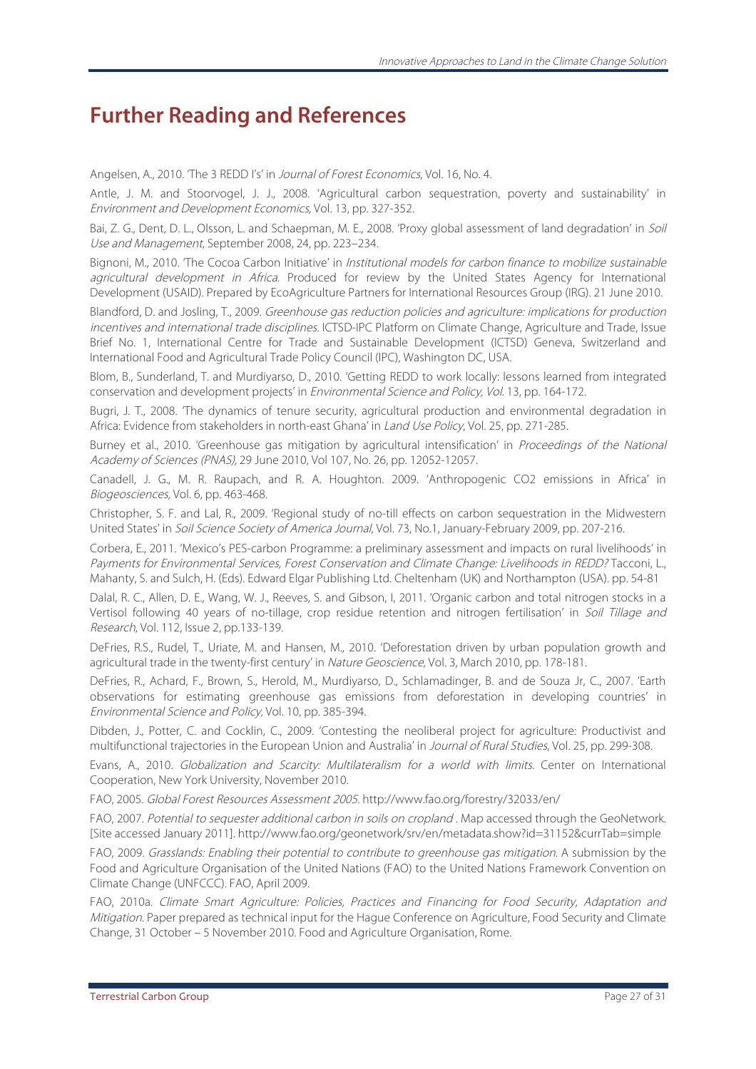# Further Reading and References

Angelsen, A., 2010. 'The 3 REDD I's' in *Journal of Forest Economics*, Vol. 16, No. 4.

Antle, J. M. and Stoorvogel, J. J., 2008. 'Agricultural carbon sequestration, poverty and sustainability' in *Environment and Development Economics,* Vol. 13, pp. 327-352.

Bai, Z. G., Dent, D. L., Olsson, L. and Schaepman, M. E., 2008. 'Proxy global assessment of land degradation' in *Soil Use and Management*, September 2008, 24, pp. 223–234.

Bignoni, M., 2010. 'The Cocoa Carbon Initiative' in *Institutional models for carbon finance to mobilize sustainable agricultural development in Africa*. Produced for review by the United States Agency for International Development (USAID). Prepared by EcoAgriculture Partners for International Resources Group (IRG). 21 June 2010.

Blandford, D. and Josling, T., 2009. *Greenhouse gas reduction policies and agriculture: implications for production incentives and international trade disciplines*. ICTSD-IPC Platform on Climate Change, Agriculture and Trade, Issue Brief No. 1, International Centre for Trade and Sustainable Development (ICTSD) Geneva, Switzerland and International Food and Agricultural Trade Policy Council (IPC), Washington DC, USA.

Blom, B., Sunderland, T. and Murdiyarso, D., 2010. 'Getting REDD to work locally: lessons learned from integrated conservation and development projects' in *Environmental Science and Policy, Vol.* 13, pp. 164-172.

Bugri, J. T., 2008. 'The dynamics of tenure security, agricultural production and environmental degradation in Africa: Evidence from stakeholders in north-east Ghana' in *Land Use Policy*, Vol. 25, pp. 271-285.

Burney et al., 2010. 'Greenhouse gas mitigation by agricultural intensification' in *Proceedings of the National Academy of Sciences (PNAS),* 29 June 2010, Vol 107, No. 26, pp. 12052-12057.

Canadell, J. G., M. R. Raupach, and R. A. Houghton. 2009. 'Anthropogenic CO2 emissions in Africa' in *Biogeosciences,* Vol. 6, pp. 463-468.

Christopher, S. F. and Lal, R., 2009. 'Regional study of no-till effects on carbon sequestration in the Midwestern United States' in *Soil Science Society of America Journal*, Vol. 73, No.1, January-February 2009, pp. 207-216.

Corbera, E., 2011. 'Mexico's PES-carbon Programme: a preliminary assessment and impacts on rural livelihoods' in *Payments for Environmental Services, Forest Conservation and Climate Change: Livelihoods in REDD?* Tacconi, L., Mahanty, S. and Sulch, H. (Eds). Edward Elgar Publishing Ltd. Cheltenham (UK) and Northampton (USA). pp. 54-81

Dalal, R. C., Allen, D. E., Wang, W. J., Reeves, S. and Gibson, I, 2011. 'Organic carbon and total nitrogen stocks in a Vertisol following 40 years of no-tillage, crop residue retention and nitrogen fertilisation' in *Soil Tillage and Research*, Vol. 112, Issue 2, pp.133-139.

DeFries, R.S., Rudel, T., Uriate, M. and Hansen, M., 2010. 'Deforestation driven by urban population growth and agricultural trade in the twenty-first century' in *Nature Geoscience*, Vol. 3, March 2010, pp. 178-181.

DeFries, R., Achard, F., Brown, S., Herold, M., Murdiyarso, D., Schlamadinger, B. and de Souza Jr, C., 2007. 'Earth observations for estimating greenhouse gas emissions from deforestation in developing countries' in *Environmental Science and Policy,* Vol. 10, pp. 385-394.

Dibden, J., Potter, C. and Cocklin, C., 2009. 'Contesting the neoliberal project for agriculture: Productivist and multifunctional trajectories in the European Union and Australia' in *Journal of Rural Studies*, Vol. 25, pp. 299-308.

Evans, A., 2010. *Globalization and Scarcity: Multilateralism for a world with limits*. Center on International Cooperation, New York University, November 2010.

FAO, 2005. *Global Forest Resources Assessment 2005*. http://www.fao.org/forestry/32033/en/

FAO, 2007. *Potential to sequester additional carbon in soils on cropland* . Map accessed through the GeoNetwork. [Site accessed January 2011]. http://www.fao.org/geonetwork/srv/en/metadata.show?id=31152&currTab=simple

FAO, 2009. *Grasslands: Enabling their potential to contribute to greenhouse gas mitigation*. A submission by the Food and Agriculture Organisation of the United Nations (FAO) to the United Nations Framework Convention on Climate Change (UNFCCC). FAO, April 2009.

FAO, 2010a. *Climate Smart Agriculture: Policies, Practices and Financing for Food Security, Adaptation and Mitigation*. Paper prepared as technical input for the Hague Conference on Agriculture, Food Security and Climate Change, 31 October – 5 November 2010. Food and Agriculture Organisation, Rome.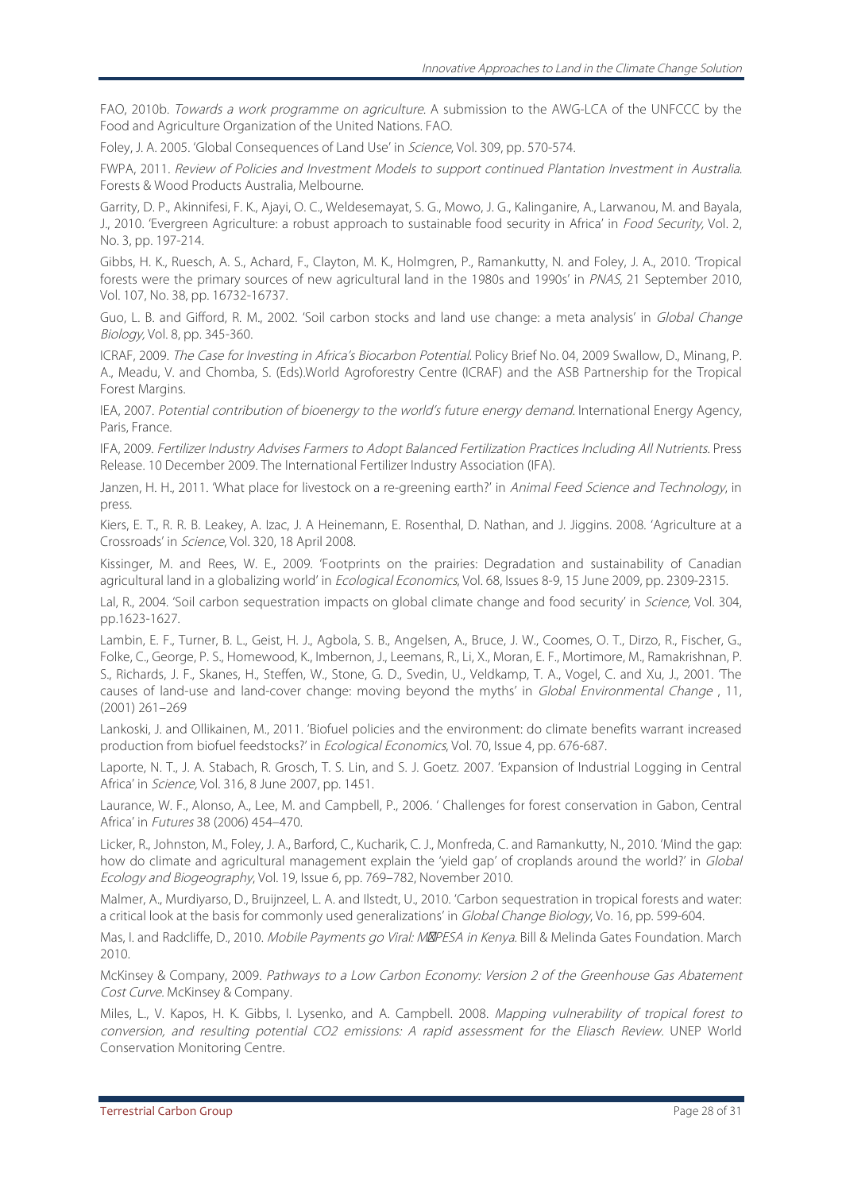FAO, 2010b. *Towards a work programme on agriculture*. A submission to the AWG-LCA of the UNFCCC by the Food and Agriculture Organization of the United Nations. FAO.

Foley, J. A. 2005. 'Global Consequences of Land Use' in *Science*, Vol. 309, pp. 570-574.

FWPA, 2011. *Review of Policies and Investment Models to support continued Plantation Investment in Australia*. Forests & Wood Products Australia, Melbourne.

Garrity, D. P., Akinnifesi, F. K., Ajayi, O. C., Weldesemayat, S. G., Mowo, J. G., Kalinganire, A., Larwanou, M. and Bayala, J., 2010. 'Evergreen Agriculture: a robust approach to sustainable food security in Africa' in *Food Security,* Vol. 2, No. 3, pp. 197-214.

Gibbs, H. K., Ruesch, A. S., Achard, F., Clayton, M. K., Holmgren, P., Ramankutty, N. and Foley, J. A., 2010. 'Tropical forests were the primary sources of new agricultural land in the 1980s and 1990s' in *PNAS*, 21 September 2010, Vol. 107, No. 38, pp. 16732-16737.

Guo, L. B. and Gifford, R. M., 2002. 'Soil carbon stocks and land use change: a meta analysis' in *Global Change Biology,* Vol. 8, pp. 345-360.

ICRAF, 2009. *The Case for Investing in Africa's Biocarbon Potential*. Policy Brief No. 04, 2009 Swallow, D., Minang, P. A., Meadu, V. and Chomba, S. (Eds).World Agroforestry Centre (ICRAF) and the ASB Partnership for the Tropical Forest Margins.

IEA, 2007. *Potential contribution of bioenergy to the world's future energy demand*. International Energy Agency, Paris, France.

IFA, 2009. *Fertilizer Industry Advises Farmers to Adopt Balanced Fertilization Practices Including All Nutrients*. Press Release. 10 December 2009. The International Fertilizer Industry Association (IFA).

Janzen, H. H., 2011. 'What place for livestock on a re-greening earth?' in *Animal Feed Science and Technology*, in press.

Kiers, E. T., R. R. B. Leakey, A. Izac, J. A Heinemann, E. Rosenthal, D. Nathan, and J. Jiggins. 2008. 'Agriculture at a Crossroads' in *Science*, Vol. 320, 18 April 2008.

Kissinger, M. and Rees, W. E., 2009. 'Footprints on the prairies: Degradation and sustainability of Canadian agricultural land in a globalizing world' in *Ecological Economics*, Vol. 68, Issues 8-9, 15 June 2009, pp. 2309-2315.

Lal, R., 2004. 'Soil carbon sequestration impacts on global climate change and food security' in *Science,* Vol. 304, pp.1623-1627.

Lambin, E. F., Turner, B. L., Geist, H. J., Agbola, S. B., Angelsen, A., Bruce, J. W., Coomes, O. T., Dirzo, R., Fischer, G., Folke, C., George, P. S., Homewood, K., Imbernon, J., Leemans, R., Li, X., Moran, E. F., Mortimore, M., Ramakrishnan, P. S., Richards, J. F., Skanes, H., Steffen, W., Stone, G. D., Svedin, U., Veldkamp, T. A., Vogel, C. and Xu, J., 2001. 'The causes of land-use and land-cover change: moving beyond the myths' in *Global Environmental Change* , 11, (2001) 261–269

Lankoski, J. and Ollikainen, M., 2011. 'Biofuel policies and the environment: do climate benefits warrant increased production from biofuel feedstocks?' in *Ecological Economics*, Vol. 70, Issue 4, pp. 676-687.

Laporte, N. T., J. A. Stabach, R. Grosch, T. S. Lin, and S. J. Goetz. 2007. 'Expansion of Industrial Logging in Central Africa' in *Science*, Vol. 316, 8 June 2007, pp. 1451.

Laurance, W. F., Alonso, A., Lee, M. and Campbell, P., 2006. ' Challenges for forest conservation in Gabon, Central Africa' in *Futures* 38 (2006) 454–470.

Licker, R., Johnston, M., Foley, J. A., Barford, C., Kucharik, C. J., Monfreda, C. and Ramankutty, N., 2010. 'Mind the gap: how do climate and agricultural management explain the 'yield gap' of croplands around the world?' in *Global Ecology and Biogeography*, Vol. 19, Issue 6, pp. 769–782, November 2010.

Malmer, A., Murdiyarso, D., Bruijnzeel, L. A. and Ilstedt, U., 2010. 'Carbon sequestration in tropical forests and water: a critical look at the basis for commonly used generalizations' in *Global Change Biology*, Vo. 16, pp. 599-604.

Mas, I. and Radcliffe, D., 2010. *Mobile Payments go Viral: M-PESA in Kenya*. Bill & Melinda Gates Foundation. March 2010.

McKinsey & Company, 2009. *Pathways to a Low Carbon Economy: Version 2 of the Greenhouse Gas Abatement Cost Curve*. McKinsey & Company.

Miles, L., V. Kapos, H. K. Gibbs, I. Lysenko, and A. Campbell. 2008. *Mapping vulnerability of tropical forest to conversion, and resulting potential CO2 emissions: A rapid assessment for the Eliasch Review*. UNEP World Conservation Monitoring Centre.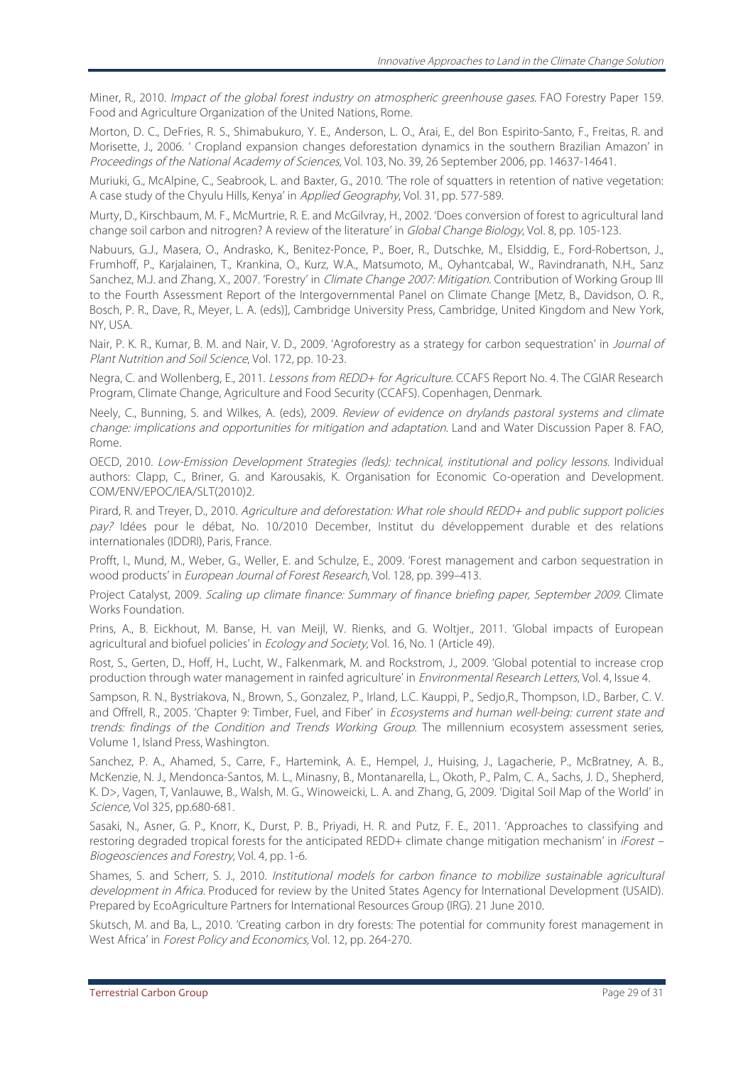Miner, R., 2010. *Impact of the global forest industry on atmospheric greenhouse gases*. FAO Forestry Paper 159. Food and Agriculture Organization of the United Nations, Rome.

Morton, D. C., DeFries, R. S., Shimabukuro, Y. E., Anderson, L. O., Arai, E., del Bon Espirito-Santo, F., Freitas, R. and Morisette, J., 2006. ' Cropland expansion changes deforestation dynamics in the southern Brazilian Amazon' in *Proceedings of the National Academy of Sciences,* Vol. 103, No. 39, 26 September 2006, pp. 14637-14641.

Muriuki, G., McAlpine, C., Seabrook, L. and Baxter, G., 2010. 'The role of squatters in retention of native vegetation: A case study of the Chyulu Hills, Kenya' in *Applied Geography*, Vol. 31, pp. 577-589.

Murty, D., Kirschbaum, M. F., McMurtrie, R. E. and McGilvray, H., 2002. 'Does conversion of forest to agricultural land change soil carbon and nitrogren? A review of the literature' in *Global Change Biology*, Vol. 8, pp. 105-123.

Nabuurs, G.J., Masera, O., Andrasko, K., Benitez-Ponce, P., Boer, R., Dutschke, M., Elsiddig, E., Ford-Robertson, J., Frumhoff, P., Karjalainen, T., Krankina, O., Kurz, W.A., Matsumoto, M., Oyhantcabal, W., Ravindranath, N.H., Sanz Sanchez, M.J. and Zhang, X., 2007. 'Forestry' in *Climate Change 2007: Mitigation*. Contribution of Working Group III to the Fourth Assessment Report of the Intergovernmental Panel on Climate Change [Metz, B., Davidson, O. R., Bosch, P. R., Dave, R., Meyer, L. A. (eds)], Cambridge University Press, Cambridge, United Kingdom and New York, NY, USA.

Nair, P. K. R., Kumar, B. M. and Nair, V. D., 2009. 'Agroforestry as a strategy for carbon sequestration' in *Journal of Plant Nutrition and Soil Science*, Vol. 172, pp. 10-23.

Negra, C. and Wollenberg, E., 2011. *Lessons from REDD+ for Agriculture*. CCAFS Report No. 4. The CGIAR Research Program, Climate Change, Agriculture and Food Security (CCAFS). Copenhagen, Denmark.

Neely, C., Bunning, S. and Wilkes, A. (eds), 2009. *Review of evidence on drylands pastoral systems and climate change: implications and opportunities for mitigation and adaptation*. Land and Water Discussion Paper 8. FAO, Rome.

OECD, 2010. *Low-Emission Development Strategies (leds): technical, institutional and policy lessons*. Individual authors: Clapp, C., Briner, G. and Karousakis, K. Organisation for Economic Co-operation and Development. COM/ENV/EPOC/IEA/SLT(2010)2.

Pirard, R. and Treyer, D., 2010. *Agriculture and deforestation: What role should REDD+ and public support policies pay?* Idées pour le débat, No. 10/2010 December, Institut du développement durable et des relations internationales (IDDRI), Paris, France.

Profft, I., Mund, M., Weber, G., Weller, E. and Schulze, E., 2009. 'Forest management and carbon sequestration in wood products' in *European Journal of Forest Research*, Vol. 128, pp. 399–413.

Project Catalyst, 2009. *Scaling up climate finance: Summary of finance briefing paper, September 2009*. Climate Works Foundation.

Prins, A., B. Eickhout, M. Banse, H. van Meijl, W. Rienks, and G. Woltjer., 2011. 'Global impacts of European agricultural and biofuel policies' in *Ecology and Society,* Vol. 16, No. 1 (Article 49).

Rost, S., Gerten, D., Hoff, H., Lucht, W., Falkenmark, M. and Rockstrom, J., 2009. 'Global potential to increase crop production through water management in rainfed agriculture' in *Environmental Research Letters*, Vol. 4, Issue 4.

Sampson, R. N., Bystriakova, N., Brown, S., Gonzalez, P., Irland, L.C. Kauppi, P., Sedjo,R., Thompson, I.D., Barber, C. V. and Offrell, R., 2005. 'Chapter 9: Timber, Fuel, and Fiber' in *Ecosystems and human well-being: current state and trends: findings of the Condition and Trends Working Group*. The millennium ecosystem assessment series, Volume 1, Island Press, Washington.

Sanchez, P. A., Ahamed, S., Carre, F., Hartemink, A. E., Hempel, J., Huising, J., Lagacherie, P., McBratney, A. B., McKenzie, N. J., Mendonca-Santos, M. L., Minasny, B., Montanarella, L., Okoth, P., Palm, C. A., Sachs, J. D., Shepherd, K. D>, Vagen, T, Vanlauwe, B., Walsh, M. G., Winoweicki, L. A. and Zhang, G, 2009. 'Digital Soil Map of the World' in *Science*, Vol 325, pp.680-681.

Sasaki, N., Asner, G. P., Knorr, K., Durst, P. B., Priyadi, H. R. and Putz, F. E., 2011. 'Approaches to classifying and restoring degraded tropical forests for the anticipated REDD+ climate change mitigation mechanism' in *iForest – Biogeosciences and Forestry,* Vol. 4, pp. 1-6.

Shames, S. and Scherr, S. J., 2010. *Institutional models for carbon finance to mobilize sustainable agricultural development in Africa.* Produced for review by the United States Agency for International Development (USAID). Prepared by EcoAgriculture Partners for International Resources Group (IRG). 21 June 2010.

Skutsch, M. and Ba, L., 2010. 'Creating carbon in dry forests: The potential for community forest management in West Africa' in *Forest Policy and Economics,* Vol. 12, pp. 264-270.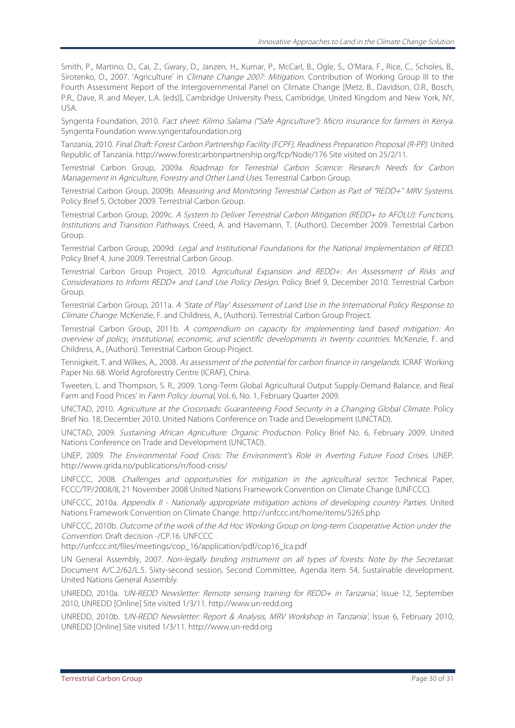Smith, P., Martino, D., Cai, Z., Gwary, D., Janzen, H., Kumar, P., McCarl, B., Ogle, S., O'Mara, F., Rice, C., Scholes, B., Sirotenko, O., 2007. 'Agriculture' in *Climate Change 2007: Mitigation*. Contribution of Working Group III to the Fourth Assessment Report of the Intergovernmental Panel on Climate Change [Metz, B., Davidson, O.R., Bosch, P.R., Dave, R. and Meyer, L.A. (eds)], Cambridge University Press, Cambridge, United Kingdom and New York, NY, USA.

Syngenta Foundation, 2010. *Fact sheet: Kilimo Salama ("Safe Agriculture"): Micro insurance for farmers in Kenya*. Syngenta Foundation www.syngentafoundation.org

Tanzania, 2010. *Final Draft: Forest Carbon Partnership Facility (FCPF), Readiness Preparation Proposal (R-PP)*. United Republic of Tanzania. http://www.forestcarbonpartnership.org/fcp/Node/176 Site visited on 25/2/11.

Terrestrial Carbon Group, 2009a. *Roadmap for Terrestrial Carbon Science: Research Needs for Carbon Management in Agriculture, Forestry and Other Land Uses*. Terrestrial Carbon Group.

Terrestrial Carbon Group, 2009b. *Measuring and Monitoring Terrestrial Carbon as Part of "REDD+" MRV Systems*. Policy Brief 5, October 2009. Terrestrial Carbon Group.

Terrestrial Carbon Group, 2009c. *A System to Deliver Terrestrial Carbon Mitigation (REDD+ to AFOLU): Functions, Institutions and Transition Pathways*. Creed, A. and Havemann, T. (Authors). December 2009. Terrestrial Carbon Group.

Terrestrial Carbon Group, 2009d. *Legal and Institutional Foundations for the National Implementation of REDD*. Policy Brief 4, June 2009. Terrestrial Carbon Group.

Terrestrial Carbon Group Project, 2010. *Agricultural Expansion and REDD+: An Assessment of Risks and Considerations to Inform REDD+ and Land Use Policy Design*. Policy Brief 9, December 2010. Terrestrial Carbon Group.

Terrestrial Carbon Group, 2011a. *A 'State of Play' Assessment of Land Use in the International Policy Response to Climate Change*. McKenzie, F. and Childress, A., (Authors). Terrestrial Carbon Group Project.

Terrestrial Carbon Group, 2011b. *A compendium on capacity for implementing land based mitigation: An overview of policy, institutional, economic, and scientific developments in twenty countries*. McKenzie, F. and Childress, A., (Authors). Terrestrial Carbon Group Project.

Tennigkeit, T. and Wilkes, A., 2008. *As assessment of the potential for carbon finance in rangelands*. ICRAF Working Paper No. 68. World Agroforestry Centre (ICRAF), China.

Tweeten, L. and Thompson, S. R., 2009. 'Long-Term Global Agricultural Output Supply-Demand Balance, and Real Farm and Food Prices' in *Farm Policy Journal*, Vol. 6, No. 1, February Quarter 2009.

UNCTAD, 2010. *Agriculture at the Crossroads: Guaranteeing Food Security in a Changing Global Climate*. Policy Brief No. 18, December 2010. United Nations Conference on Trade and Development (UNCTAD).

UNCTAD, 2009. *Sustaining African Agriculture: Organic Production*. Policy Brief No. 6, February 2009. United Nations Conference on Trade and Development (UNCTAD).

UNEP, 2009. *The Environmental Food Crisis: The Environment's Role in Averting Future Food Crises*. UNEP. http://www.grida.no/publications/rr/food-crisis/

UNFCCC, 2008. *Challenges and opportunities for mitigation in the agricultural sector*. Technical Paper, FCCC/TP/2008/8, 21 November 2008 United Nations Framework Convention on Climate Change (UNFCCC).

UNFCCC, 2010a. *Appendix II - Nationally appropriate mitigation actions of developing country Parties*. United Nations Framework Convention on Climate Change. http://unfccc.int/home/items/5265.php

UNFCCC, 2010b. *Outcome of the work of the Ad Hoc Working Group on long-term Cooperative Action under the Convention*. Draft decision -/CP.16. UNFCCC http://unfccc.int/files/meetings/cop_16/application/pdf/cop16_lca.pdf

UN General Assembly, 2007. *Non-legally binding instrument on all types of forests: Note by the Secretariat*. Document A/C.2/62/L.5. Sixty-second session, Second Committee, Agenda item 54, Sustainable development. United Nations General Assembly.

UNREDD, 2010a. *'UN-REDD Newsletter: Remote sensing training for REDD+ in Tanzania'*, Issue 12, September 2010, UNREDD [Online] Site visited 1/3/11. http://www.un-redd.org

UNREDD, 2010b. *'UN-REDD Newsletter: Report & Analysis, MRV Workshop in Tanzania'*, Issue 6, February 2010, UNREDD [Online] Site visited 1/3/11. http://www.un-redd.org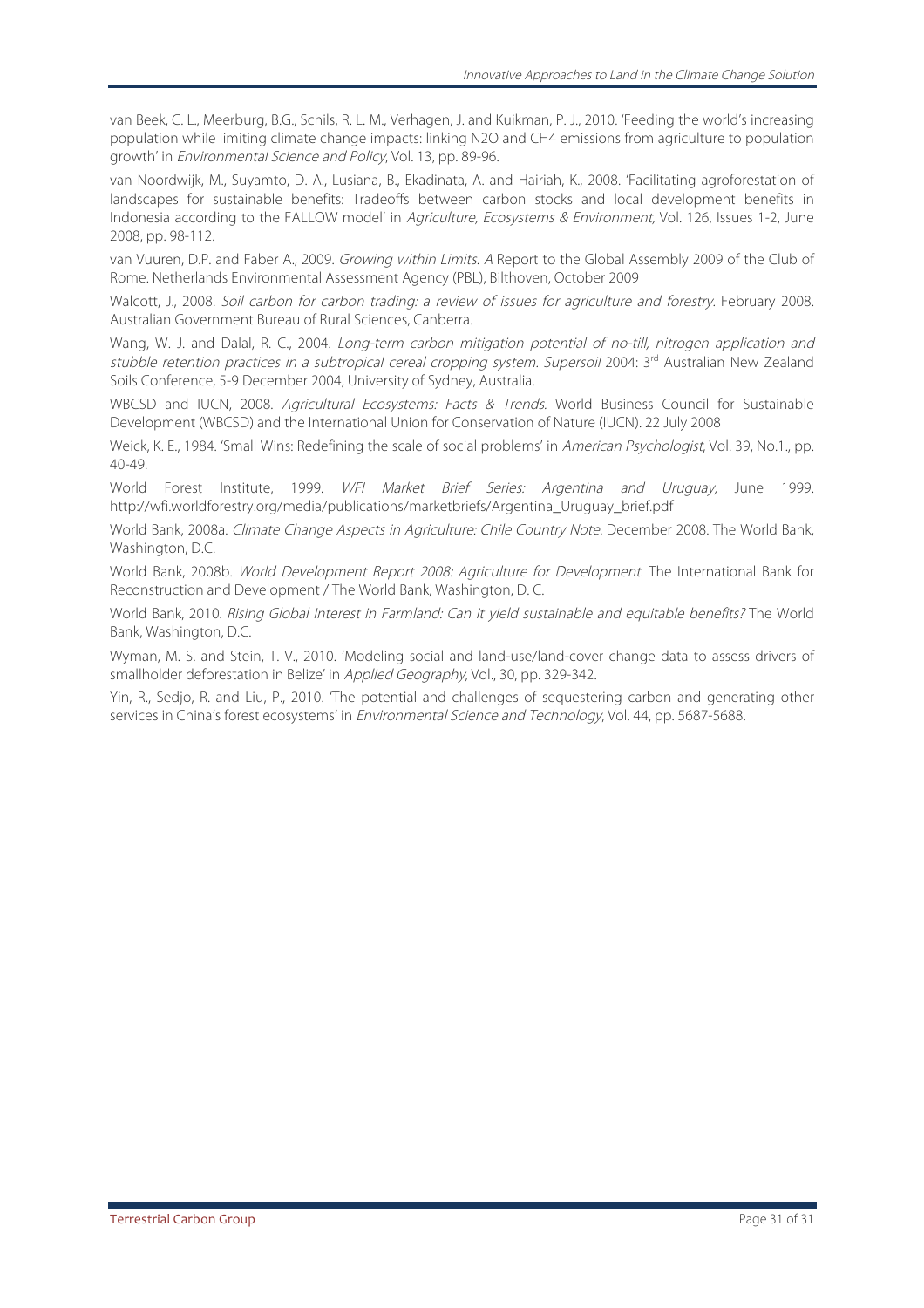van Beek, C. L., Meerburg, B.G., Schils, R. L. M., Verhagen, J. and Kuikman, P. J., 2010. 'Feeding the world's increasing population while limiting climate change impacts: linking N2O and CH4 emissions from agriculture to population growth' in *Environmental Science and Policy*, Vol. 13, pp. 89-96.

van Noordwijk, M., Suyamto, D. A., Lusiana, B., Ekadinata, A. and Hairiah, K., 2008. 'Facilitating agroforestation of landscapes for sustainable benefits: Tradeoffs between carbon stocks and local development benefits in Indonesia according to the FALLOW model' in *Agriculture, Ecosystems & Environment,* Vol. 126, Issues 1-2, June 2008, pp. 98-112.

van Vuuren, D.P. and Faber A., 2009. *Growing within Limits. A* Report to the Global Assembly 2009 of the Club of Rome. Netherlands Environmental Assessment Agency (PBL), Bilthoven, October 2009

Walcott, J., 2008. *Soil carbon for carbon trading: a review of issues for agriculture and forestry*. February 2008. Australian Government Bureau of Rural Sciences, Canberra.

Wang, W. J. and Dalal, R. C., 2004. *Long-term carbon mitigation potential of no-till, nitrogen application and stubble retention practices in a subtropical cereal cropping system. Supersoil* 2004: 3rd Australian New Zealand Soils Conference, 5-9 December 2004, University of Sydney, Australia.

WBCSD and IUCN, 2008. *Agricultural Ecosystems: Facts & Trends*. World Business Council for Sustainable Development (WBCSD) and the International Union for Conservation of Nature (IUCN). 22 July 2008

Weick, K. E., 1984. 'Small Wins: Redefining the scale of social problems' in *American Psychologist*, Vol. 39, No.1., pp. 40-49.

World Forest Institute, 1999. *WFI Market Brief Series: Argentina and Uruguay,* June 1999. http://wfi.worldforestry.org/media/publications/marketbriefs/Argentina_Uruguay_brief.pdf

World Bank, 2008a. *Climate Change Aspects in Agriculture: Chile Country Note*. December 2008. The World Bank, Washington, D.C.

World Bank, 2008b. *World Development Report 2008: Agriculture for Development*. The International Bank for Reconstruction and Development / The World Bank, Washington, D. C.

World Bank, 2010. *Rising Global Interest in Farmland: Can it yield sustainable and equitable benefits?* The World Bank, Washington, D.C.

Wyman, M. S. and Stein, T. V., 2010. 'Modeling social and land-use/land-cover change data to assess drivers of smallholder deforestation in Belize' in *Applied Geography*, Vol., 30, pp. 329-342.

Yin, R., Sedjo, R. and Liu, P., 2010. 'The potential and challenges of sequestering carbon and generating other services in China's forest ecosystems' in *Environmental Science and Technology*, Vol. 44, pp. 5687-5688.